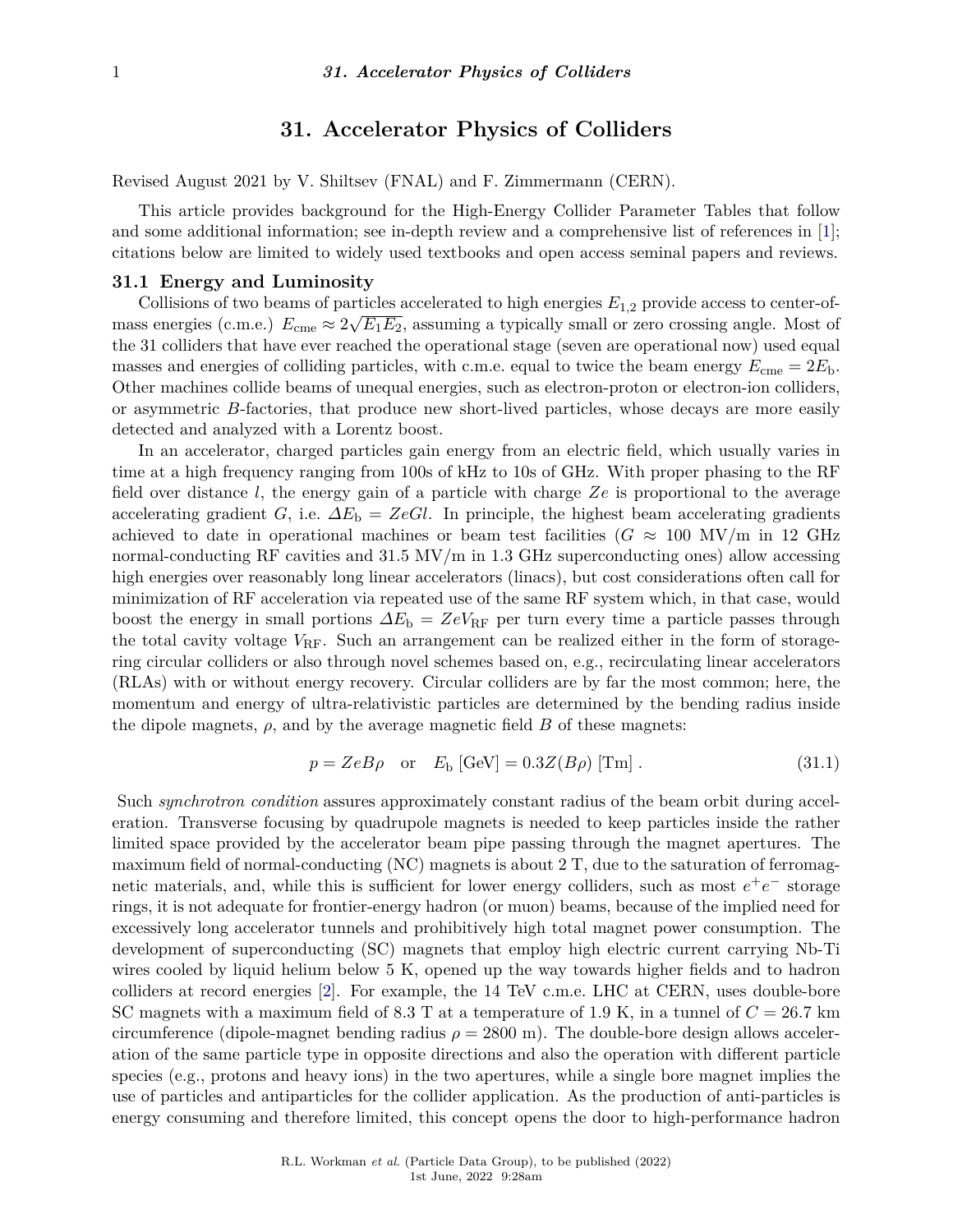# 31. Accelerator Physics of Colliders

Revised August 2021 by V. Shiltsev (FNAL) and F. Zimmermann (CERN).

This article provides background for the High-Energy Collider Parameter Tables that follow and some additional information; see in-depth review and a comprehensive list of references in [1]; citations below are limited to widely used textbooks and open access seminal papers and reviews.

## 31.1 Energy and Luminosity

Collisions of two beams of particles accelerated to high energies $E_{1,2}$ provide access to center-of-mass energies (c.m.e.) $E_{\rm cme} \approx 2\sqrt{E_1 E_2}$, assuming a typically small or zero crossing angle. Most of the 31 colliders that have ever reached the operational stage (seven are operational now) used equal masses and energies of colliding particles, with c.m.e. equal to twice the beam energy $E_{\rm cme} = 2E_{\rm b}$. Other machines collide beams of unequal energies, such as electron-proton or electron-ion colliders, or asymmetric *B*-factories, that produce new short-lived particles, whose decays are more easily detected and analyzed with a Lorentz boost.

In an accelerator, charged particles gain energy from an electric field, which usually varies in time at a high frequency ranging from 100s of kHz to 10s of GHz. With proper phasing to the RF field over distance $l$, the energy gain of a particle with charge $Ze$ is proportional to the average accelerating gradient $G$, i.e. $\Delta E_{\rm b} = ZeGl$. In principle, the highest beam accelerating gradients achieved to date in operational machines or beam test facilities ($G \approx 100$ MV/m in 12 GHz normal-conducting RF cavities and 31.5 MV/m in 1.3 GHz superconducting ones) allow accessing high energies over reasonably long linear accelerators (linacs), but cost considerations often call for minimization of RF acceleration via repeated use of the same RF system which, in that case, would boost the energy in small portions $\Delta E_{\rm b} = ZeV_{\rm RF}$ per turn every time a particle passes through the total cavity voltage $V_{\rm RF}$. Such an arrangement can be realized either in the form of storage-ring circular colliders or also through novel schemes based on, e.g., recirculating linear accelerators (RLAs) with or without energy recovery. Circular colliders are by far the most common; here, the momentum and energy of ultra-relativistic particles are determined by the bending radius inside the dipole magnets, $\rho$, and by the average magnetic field $B$ of these magnets:

$$p = ZeB\rho \quad \text{or} \quad E_{\rm b}\,[\text{GeV}] = 0.3Z(B\rho)\,[\text{Tm}]\,. \tag{31.1}$$

Such *synchrotron condition* assures approximately constant radius of the beam orbit during acceleration. Transverse focusing by quadrupole magnets is needed to keep particles inside the rather limited space provided by the accelerator beam pipe passing through the magnet apertures. The maximum field of normal-conducting (NC) magnets is about 2 T, due to the saturation of ferromagnetic materials, and, while this is sufficient for lower energy colliders, such as most $e^+e^-$ storage rings, it is not adequate for frontier-energy hadron (or muon) beams, because of the implied need for excessively long accelerator tunnels and prohibitively high total magnet power consumption. The development of superconducting (SC) magnets that employ high electric current carrying Nb-Ti wires cooled by liquid helium below 5 K, opened up the way towards higher fields and to hadron colliders at record energies [2]. For example, the 14 TeV c.m.e. LHC at CERN, uses double-bore SC magnets with a maximum field of 8.3 T at a temperature of 1.9 K, in a tunnel of $C = 26.7$ km circumference (dipole-magnet bending radius $\rho = 2800$ m). The double-bore design allows acceleration of the same particle type in opposite directions and also the operation with different particle species (e.g., protons and heavy ions) in the two apertures, while a single bore magnet implies the use of particles and antiparticles for the collider application. As the production of anti-particles is energy consuming and therefore limited, this concept opens the door to high-performance hadron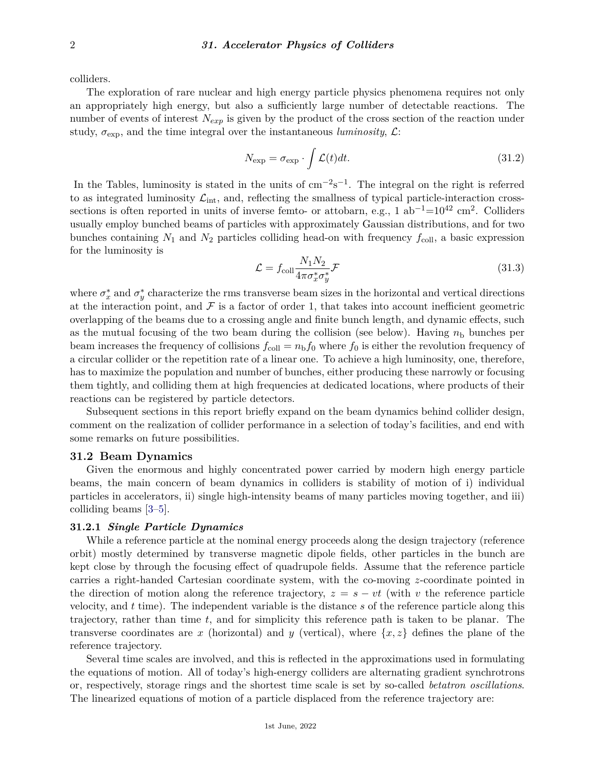colliders.

The exploration of rare nuclear and high energy particle physics phenomena requires not only an appropriately high energy, but also a sufficiently large number of detectable reactions. The number of events of interest $N_{exp}$ is given by the product of the cross section of the reaction under study, $\sigma_{\rm exp}$, and the time integral over the instantaneous *luminosity*, $\mathcal{L}$:

$$N_{\rm exp} = \sigma_{\rm exp} \cdot \int \mathcal{L}(t)dt. \tag{31.2}$$

In the Tables, luminosity is stated in the units of cm$^{-2}$s$^{-1}$. The integral on the right is referred to as integrated luminosity $\mathcal{L}_{\rm int}$, and, reflecting the smallness of typical particle-interaction cross-sections is often reported in units of inverse femto- or attobarn, e.g., 1 ab$^{-1}$=$10^{42}$ cm$^2$. Colliders usually employ bunched beams of particles with approximately Gaussian distributions, and for two bunches containing $N_1$ and $N_2$ particles colliding head-on with frequency $f_{\rm coll}$, a basic expression for the luminosity is

$$\mathcal{L} = f_{\rm coll}\frac{N_1 N_2}{4\pi\sigma_x^*\sigma_y^*}\mathcal{F} \tag{31.3}$$

where $\sigma_x^*$ and $\sigma_y^*$ characterize the rms transverse beam sizes in the horizontal and vertical directions at the interaction point, and $\mathcal{F}$ is a factor of order 1, that takes into account inefficient geometric overlapping of the beams due to a crossing angle and finite bunch length, and dynamic effects, such as the mutual focusing of the two beam during the collision (see below). Having $n_{\rm b}$ bunches per beam increases the frequency of collisions $f_{\rm coll} = n_{\rm b} f_0$ where $f_0$ is either the revolution frequency of a circular collider or the repetition rate of a linear one. To achieve a high luminosity, one, therefore, has to maximize the population and number of bunches, either producing these narrowly or focusing them tightly, and colliding them at high frequencies at dedicated locations, where products of their reactions can be registered by particle detectors.

Subsequent sections in this report briefly expand on the beam dynamics behind collider design, comment on the realization of collider performance in a selection of today's facilities, and end with some remarks on future possibilities.

## 31.2 Beam Dynamics

Given the enormous and highly concentrated power carried by modern high energy particle beams, the main concern of beam dynamics in colliders is stability of motion of i) individual particles in accelerators, ii) single high-intensity beams of many particles moving together, and iii) colliding beams [3–5].

### 31.2.1 *Single Particle Dynamics*

While a reference particle at the nominal energy proceeds along the design trajectory (reference orbit) mostly determined by transverse magnetic dipole fields, other particles in the bunch are kept close by through the focusing effect of quadrupole fields. Assume that the reference particle carries a right-handed Cartesian coordinate system, with the co-moving $z$-coordinate pointed in the direction of motion along the reference trajectory, $z = s - vt$ (with $v$ the reference particle velocity, and $t$ time). The independent variable is the distance $s$ of the reference particle along this trajectory, rather than time $t$, and for simplicity this reference path is taken to be planar. The transverse coordinates are $x$ (horizontal) and $y$ (vertical), where $\{x, z\}$ defines the plane of the reference trajectory.

Several time scales are involved, and this is reflected in the approximations used in formulating the equations of motion. All of today's high-energy colliders are alternating gradient synchrotrons or, respectively, storage rings and the shortest time scale is set by so-called *betatron oscillations*. The linearized equations of motion of a particle displaced from the reference trajectory are: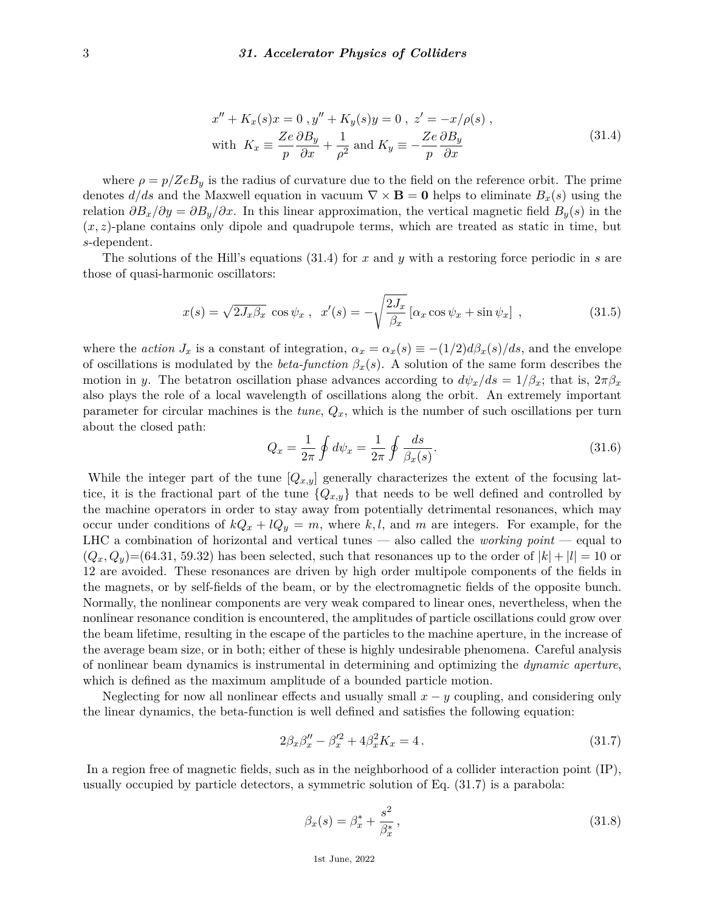$$
x'' + K_x(s)x = 0 \; , y'' + K_y(s)y = 0 \; , \; z' = -x/\rho(s) \; ,
$$
$$
\text{with} \;\; K_x \equiv \frac{Ze}{p}\frac{\partial B_y}{\partial x} + \frac{1}{\rho^2} \; \text{and} \; K_y \equiv -\frac{Ze}{p}\frac{\partial B_y}{\partial x} \tag{31.4}
$$

where $\rho = p/ZeB_y$ is the radius of curvature due to the field on the reference orbit. The prime denotes $d/ds$ and the Maxwell equation in vacuum $\nabla \times \mathbf{B} = \mathbf{0}$ helps to eliminate $B_x(s)$ using the relation $\partial B_x/\partial y = \partial B_y/\partial x$. In this linear approximation, the vertical magnetic field $B_y(s)$ in the $(x, z)$-plane contains only dipole and quadrupole terms, which are treated as static in time, but $s$-dependent.

The solutions of the Hill's equations (31.4) for $x$ and $y$ with a restoring force periodic in $s$ are those of quasi-harmonic oscillators:

$$
x(s) = \sqrt{2J_x\beta_x} \; \cos\psi_x \; , \;\; x'(s) = -\sqrt{\frac{2J_x}{\beta_x}} \left[\alpha_x \cos\psi_x + \sin\psi_x\right] \; , \tag{31.5}
$$

where the *action* $J_x$ is a constant of integration, $\alpha_x = \alpha_x(s) \equiv -(1/2)d\beta_x(s)/ds$, and the envelope of oscillations is modulated by the *beta-function* $\beta_x(s)$. A solution of the same form describes the motion in $y$. The betatron oscillation phase advances according to $d\psi_x/ds = 1/\beta_x$; that is, $2\pi\beta_x$ also plays the role of a local wavelength of oscillations along the orbit. An extremely important parameter for circular machines is the *tune*, $Q_x$, which is the number of such oscillations per turn about the closed path:

$$
Q_x = \frac{1}{2\pi}\oint d\psi_x = \frac{1}{2\pi}\oint \frac{ds}{\beta_x(s)}. \tag{31.6}
$$

While the integer part of the tune $[Q_{x,y}]$ generally characterizes the extent of the focusing lattice, it is the fractional part of the tune $\{Q_{x,y}\}$ that needs to be well defined and controlled by the machine operators in order to stay away from potentially detrimental resonances, which may occur under conditions of $kQ_x + lQ_y = m$, where $k, l$, and $m$ are integers. For example, for the LHC a combination of horizontal and vertical tunes — also called the *working point* — equal to $(Q_x, Q_y)$=(64.31, 59.32) has been selected, such that resonances up to the order of $|k| + |l| = 10$ or 12 are avoided. These resonances are driven by high order multipole components of the fields in the magnets, or by self-fields of the beam, or by the electromagnetic fields of the opposite bunch. Normally, the nonlinear components are very weak compared to linear ones, nevertheless, when the nonlinear resonance condition is encountered, the amplitudes of particle oscillations could grow over the beam lifetime, resulting in the escape of the particles to the machine aperture, in the increase of the average beam size, or in both; either of these is highly undesirable phenomena. Careful analysis of nonlinear beam dynamics is instrumental in determining and optimizing the *dynamic aperture*, which is defined as the maximum amplitude of a bounded particle motion.

Neglecting for now all nonlinear effects and usually small $x - y$ coupling, and considering only the linear dynamics, the beta-function is well defined and satisfies the following equation:

$$
2\beta_x\beta_x'' - \beta_x'^2 + 4\beta_x^2 K_x = 4 \, . \tag{31.7}
$$

In a region free of magnetic fields, such as in the neighborhood of a collider interaction point (IP), usually occupied by particle detectors, a symmetric solution of Eq. (31.7) is a parabola:

$$
\beta_x(s) = \beta_x^* + \frac{s^2}{\beta_x^*} \, , \tag{31.8}
$$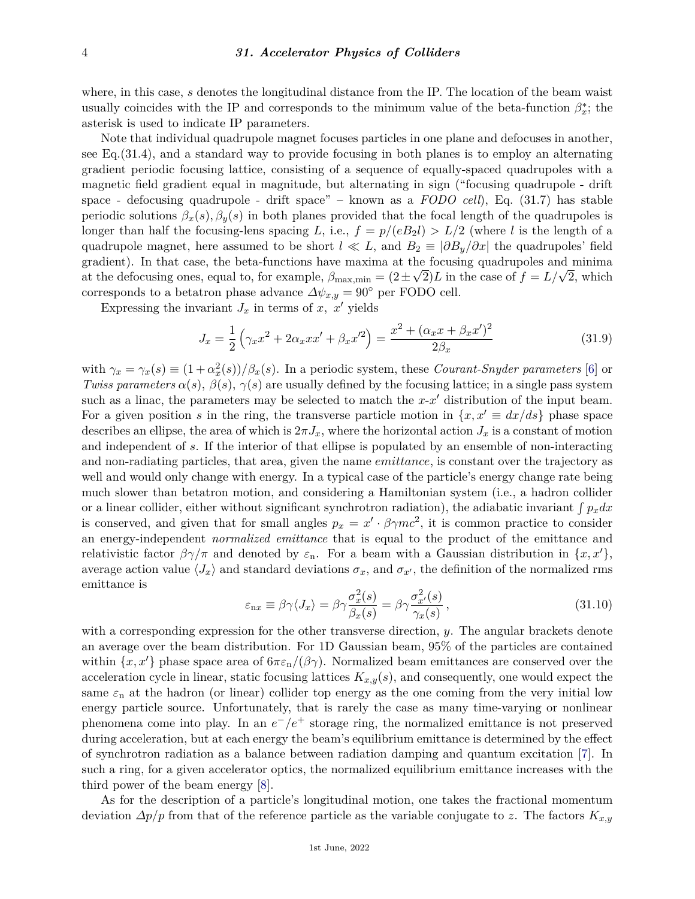where, in this case, $s$ denotes the longitudinal distance from the IP. The location of the beam waist usually coincides with the IP and corresponds to the minimum value of the beta-function $\beta_x^*$; the asterisk is used to indicate IP parameters.

Note that individual quadrupole magnet focuses particles in one plane and defocuses in another, see Eq.(31.4), and a standard way to provide focusing in both planes is to employ an alternating gradient periodic focusing lattice, consisting of a sequence of equally-spaced quadrupoles with a magnetic field gradient equal in magnitude, but alternating in sign ("focusing quadrupole - drift space - defocusing quadrupole - drift space" – known as a *FODO cell*), Eq. (31.7) has stable periodic solutions $\beta_x(s), \beta_y(s)$ in both planes provided that the focal length of the quadrupoles is longer than half the focusing-lens spacing $L$, i.e., $f = p/(eB_2 l) > L/2$ (where $l$ is the length of a quadrupole magnet, here assumed to be short $l \ll L$, and $B_2 \equiv |\partial B_y/\partial x|$ the quadrupoles' field gradient). In that case, the beta-functions have maxima at the focusing quadrupoles and minima at the defocusing ones, equal to, for example, $\beta_{\mathrm{max,min}} = (2 \pm \sqrt{2})L$ in the case of $f = L/\sqrt{2}$, which corresponds to a betatron phase advance $\Delta\psi_{x,y} = 90^\circ$ per FODO cell.

Expressing the invariant $J_x$ in terms of $x,\ x'$ yields

$$J_x = \frac{1}{2}\left(\gamma_x x^2 + 2\alpha_x x x' + \beta_x x'^2\right) = \frac{x^2 + (\alpha_x x + \beta_x x')^2}{2\beta_x} \tag{31.9}$$

with $\gamma_x = \gamma_x(s) \equiv (1+\alpha_x^2(s))/\beta_x(s)$. In a periodic system, these *Courant-Snyder parameters* [6] or *Twiss parameters* $\alpha(s)$, $\beta(s)$, $\gamma(s)$ are usually defined by the focusing lattice; in a single pass system such as a linac, the parameters may be selected to match the $x$-$x'$ distribution of the input beam. For a given position $s$ in the ring, the transverse particle motion in $\{x, x' \equiv dx/ds\}$ phase space describes an ellipse, the area of which is $2\pi J_x$, where the horizontal action $J_x$ is a constant of motion and independent of $s$. If the interior of that ellipse is populated by an ensemble of non-interacting and non-radiating particles, that area, given the name *emittance*, is constant over the trajectory as well and would only change with energy. In a typical case of the particle's energy change rate being much slower than betatron motion, and considering a Hamiltonian system (i.e., a hadron collider or a linear collider, either without significant synchrotron radiation), the adiabatic invariant $\int p_x dx$ is conserved, and given that for small angles $p_x = x' \cdot \beta\gamma mc^2$, it is common practice to consider an energy-independent *normalized emittance* that is equal to the product of the emittance and relativistic factor $\beta\gamma/\pi$ and denoted by $\varepsilon_{\mathrm{n}}$. For a beam with a Gaussian distribution in $\{x, x'\}$, average action value $\langle J_x\rangle$ and standard deviations $\sigma_x$, and $\sigma_{x'}$, the definition of the normalized rms emittance is

$$\varepsilon_{\mathrm{n}x} \equiv \beta\gamma\langle J_x\rangle = \beta\gamma\frac{\sigma_x^2(s)}{\beta_x(s)} = \beta\gamma\frac{\sigma_{x'}^2(s)}{\gamma_x(s)}\,, \tag{31.10}$$

with a corresponding expression for the other transverse direction, $y$. The angular brackets denote an average over the beam distribution. For 1D Gaussian beam, 95% of the particles are contained within $\{x, x'\}$ phase space area of $6\pi\varepsilon_{\mathrm{n}}/(\beta\gamma)$. Normalized beam emittances are conserved over the acceleration cycle in linear, static focusing lattices $K_{x,y}(s)$, and consequently, one would expect the same $\varepsilon_{\mathrm{n}}$ at the hadron (or linear) collider top energy as the one coming from the very initial low energy particle source. Unfortunately, that is rarely the case as many time-varying or nonlinear phenomena come into play. In an $e^-/e^+$ storage ring, the normalized emittance is not preserved during acceleration, but at each energy the beam's equilibrium emittance is determined by the effect of synchrotron radiation as a balance between radiation damping and quantum excitation [7]. In such a ring, for a given accelerator optics, the normalized equilibrium emittance increases with the third power of the beam energy [8].

As for the description of a particle's longitudinal motion, one takes the fractional momentum deviation $\Delta p/p$ from that of the reference particle as the variable conjugate to $z$. The factors $K_{x,y}$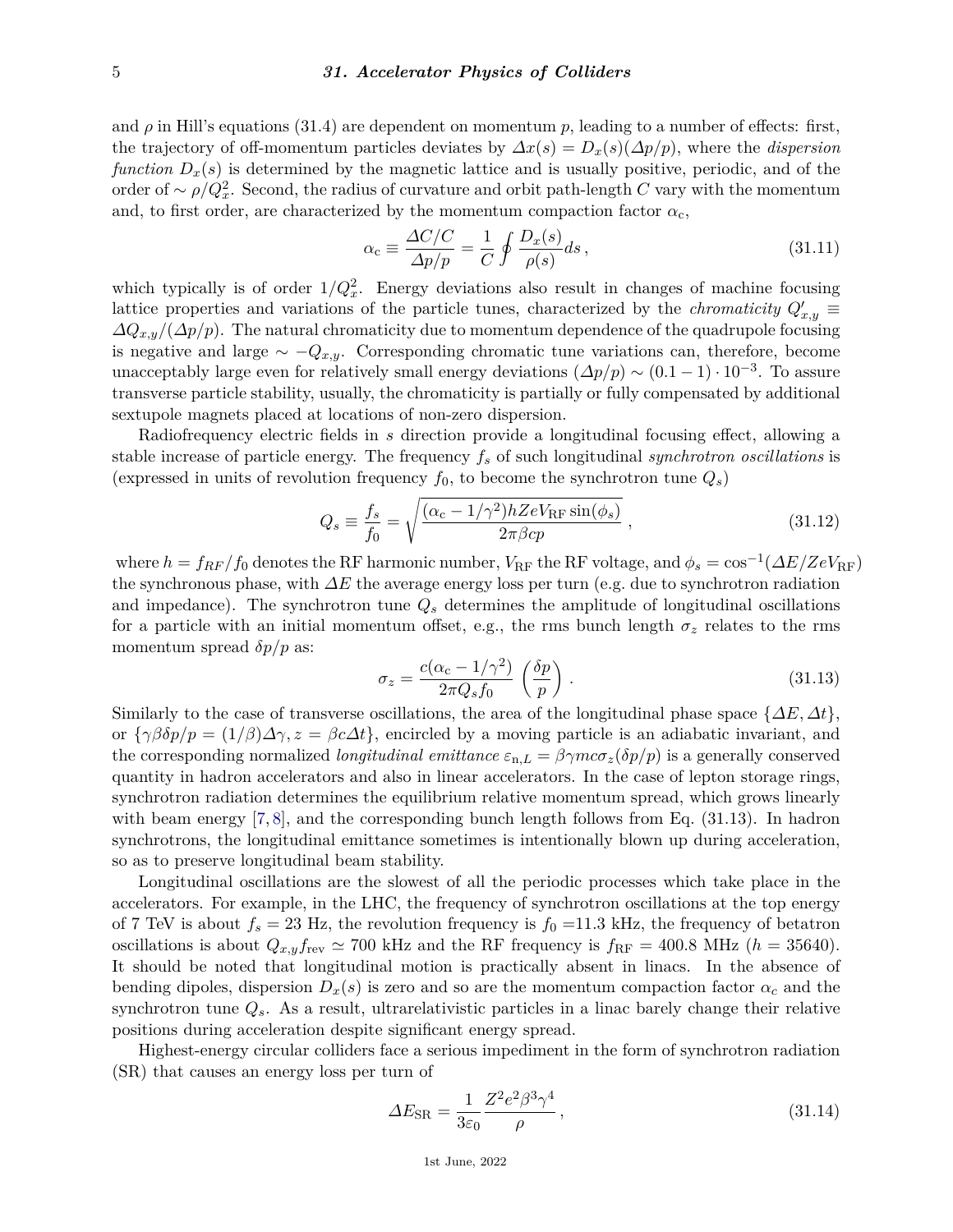and $\rho$ in Hill's equations (31.4) are dependent on momentum $p$, leading to a number of effects: first, the trajectory of off-momentum particles deviates by $\Delta x(s) = D_x(s)(\Delta p/p)$, where the *dispersion function* $D_x(s)$ is determined by the magnetic lattice and is usually positive, periodic, and of the order of $\sim \rho/Q_x^2$. Second, the radius of curvature and orbit path-length $C$ vary with the momentum and, to first order, are characterized by the momentum compaction factor $\alpha_c$,

$$\alpha_c \equiv \frac{\Delta C/C}{\Delta p/p} = \frac{1}{C}\oint \frac{D_x(s)}{\rho(s)} ds\,, \tag{31.11}$$

which typically is of order $1/Q_x^2$. Energy deviations also result in changes of machine focusing lattice properties and variations of the particle tunes, characterized by the *chromaticity* $Q'_{x,y} \equiv \Delta Q_{x,y}/(\Delta p/p)$. The natural chromaticity due to momentum dependence of the quadrupole focusing is negative and large $\sim -Q_{x,y}$. Corresponding chromatic tune variations can, therefore, become unacceptably large even for relatively small energy deviations $(\Delta p/p) \sim (0.1-1)\cdot 10^{-3}$. To assure transverse particle stability, usually, the chromaticity is partially or fully compensated by additional sextupole magnets placed at locations of non-zero dispersion.

Radiofrequency electric fields in $s$ direction provide a longitudinal focusing effect, allowing a stable increase of particle energy. The frequency $f_s$ of such longitudinal *synchrotron oscillations* is (expressed in units of revolution frequency $f_0$, to become the synchrotron tune $Q_s$)

$$Q_s \equiv \frac{f_s}{f_0} = \sqrt{\frac{(\alpha_c - 1/\gamma^2)hZeV_{\rm RF}\sin(\phi_s)}{2\pi\beta cp}}\,, \tag{31.12}$$

where $h = f_{RF}/f_0$ denotes the RF harmonic number, $V_{\rm RF}$ the RF voltage, and $\phi_s = \cos^{-1}(\Delta E/ZeV_{\rm RF})$ the synchronous phase, with $\Delta E$ the average energy loss per turn (e.g. due to synchrotron radiation and impedance). The synchrotron tune $Q_s$ determines the amplitude of longitudinal oscillations for a particle with an initial momentum offset, e.g., the rms bunch length $\sigma_z$ relates to the rms momentum spread $\delta p/p$ as:

$$\sigma_z = \frac{c(\alpha_c - 1/\gamma^2)}{2\pi Q_s f_0}\left(\frac{\delta p}{p}\right). \tag{31.13}$$

Similarly to the case of transverse oscillations, the area of the longitudinal phase space $\{\Delta E, \Delta t\}$, or $\{\gamma\beta\delta p/p = (1/\beta)\Delta\gamma, z = \beta c\Delta t\}$, encircled by a moving particle is an adiabatic invariant, and the corresponding normalized *longitudinal emittance* $\varepsilon_{{\rm n},L} = \beta\gamma mc\sigma_z(\delta p/p)$ is a generally conserved quantity in hadron accelerators and also in linear accelerators. In the case of lepton storage rings, synchrotron radiation determines the equilibrium relative momentum spread, which grows linearly with beam energy [7, 8], and the corresponding bunch length follows from Eq. (31.13). In hadron synchrotrons, the longitudinal emittance sometimes is intentionally blown up during acceleration, so as to preserve longitudinal beam stability.

Longitudinal oscillations are the slowest of all the periodic processes which take place in the accelerators. For example, in the LHC, the frequency of synchrotron oscillations at the top energy of 7 TeV is about $f_s = 23$ Hz, the revolution frequency is $f_0 = $11.3 kHz, the frequency of betatron oscillations is about $Q_{x,y}f_{\rm rev} \simeq 700$ kHz and the RF frequency is $f_{\rm RF} = 400.8$ MHz ($h = 35640$). It should be noted that longitudinal motion is practically absent in linacs. In the absence of bending dipoles, dispersion $D_x(s)$ is zero and so are the momentum compaction factor $\alpha_c$ and the synchrotron tune $Q_s$. As a result, ultrarelativistic particles in a linac barely change their relative positions during acceleration despite significant energy spread.

Highest-energy circular colliders face a serious impediment in the form of synchrotron radiation (SR) that causes an energy loss per turn of

$$\Delta E_{\rm SR} = \frac{1}{3\varepsilon_0}\frac{Z^2e^2\beta^3\gamma^4}{\rho}\,, \tag{31.14}$$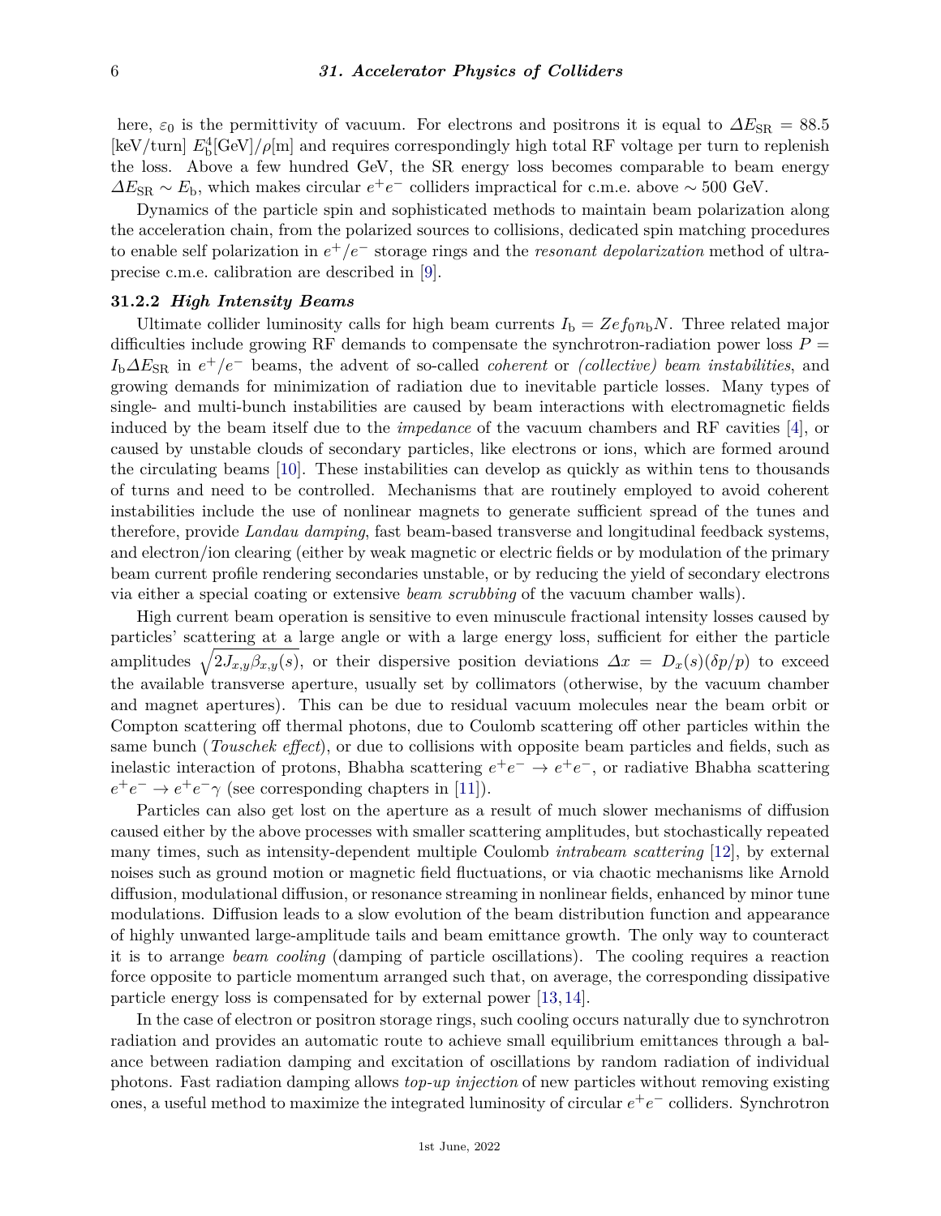here, $\varepsilon_0$ is the permittivity of vacuum. For electrons and positrons it is equal to $\Delta E_{\rm SR} = 88.5$ [keV/turn] $E_{\rm b}^4$[GeV]/$\rho$[m] and requires correspondingly high total RF voltage per turn to replenish the loss. Above a few hundred GeV, the SR energy loss becomes comparable to beam energy $\Delta E_{\rm SR} \sim E_{\rm b}$, which makes circular $e^+e^-$ colliders impractical for c.m.e. above $\sim 500$ GeV.

Dynamics of the particle spin and sophisticated methods to maintain beam polarization along the acceleration chain, from the polarized sources to collisions, dedicated spin matching procedures to enable self polarization in $e^+/e^-$ storage rings and the *resonant depolarization* method of ultra-precise c.m.e. calibration are described in [9].

### 31.2.2 *High Intensity Beams*

Ultimate collider luminosity calls for high beam currents $I_{\rm b} = Zef_0n_{\rm b}N$. Three related major difficulties include growing RF demands to compensate the synchrotron-radiation power loss $P = I_{\rm b}\Delta E_{\rm SR}$ in $e^+/e^-$ beams, the advent of so-called *coherent* or *(collective) beam instabilities*, and growing demands for minimization of radiation due to inevitable particle losses. Many types of single- and multi-bunch instabilities are caused by beam interactions with electromagnetic fields induced by the beam itself due to the *impedance* of the vacuum chambers and RF cavities [4], or caused by unstable clouds of secondary particles, like electrons or ions, which are formed around the circulating beams [10]. These instabilities can develop as quickly as within tens to thousands of turns and need to be controlled. Mechanisms that are routinely employed to avoid coherent instabilities include the use of nonlinear magnets to generate sufficient spread of the tunes and therefore, provide *Landau damping*, fast beam-based transverse and longitudinal feedback systems, and electron/ion clearing (either by weak magnetic or electric fields or by modulation of the primary beam current profile rendering secondaries unstable, or by reducing the yield of secondary electrons via either a special coating or extensive *beam scrubbing* of the vacuum chamber walls).

High current beam operation is sensitive to even minuscule fractional intensity losses caused by particles' scattering at a large angle or with a large energy loss, sufficient for either the particle amplitudes $\sqrt{2J_{x,y}\beta_{x,y}(s)}$, or their dispersive position deviations $\Delta x = D_x(s)(\delta p/p)$ to exceed the available transverse aperture, usually set by collimators (otherwise, by the vacuum chamber and magnet apertures). This can be due to residual vacuum molecules near the beam orbit or Compton scattering off thermal photons, due to Coulomb scattering off other particles within the same bunch (*Touschek effect*), or due to collisions with opposite beam particles and fields, such as inelastic interaction of protons, Bhabha scattering $e^+e^- \to e^+e^-$, or radiative Bhabha scattering $e^+e^- \to e^+e^-\gamma$ (see corresponding chapters in [11]).

Particles can also get lost on the aperture as a result of much slower mechanisms of diffusion caused either by the above processes with smaller scattering amplitudes, but stochastically repeated many times, such as intensity-dependent multiple Coulomb *intrabeam scattering* [12], by external noises such as ground motion or magnetic field fluctuations, or via chaotic mechanisms like Arnold diffusion, modulational diffusion, or resonance streaming in nonlinear fields, enhanced by minor tune modulations. Diffusion leads to a slow evolution of the beam distribution function and appearance of highly unwanted large-amplitude tails and beam emittance growth. The only way to counteract it is to arrange *beam cooling* (damping of particle oscillations). The cooling requires a reaction force opposite to particle momentum arranged such that, on average, the corresponding dissipative particle energy loss is compensated for by external power [13, 14].

In the case of electron or positron storage rings, such cooling occurs naturally due to synchrotron radiation and provides an automatic route to achieve small equilibrium emittances through a balance between radiation damping and excitation of oscillations by random radiation of individual photons. Fast radiation damping allows *top-up injection* of new particles without removing existing ones, a useful method to maximize the integrated luminosity of circular $e^+e^-$ colliders. Synchrotron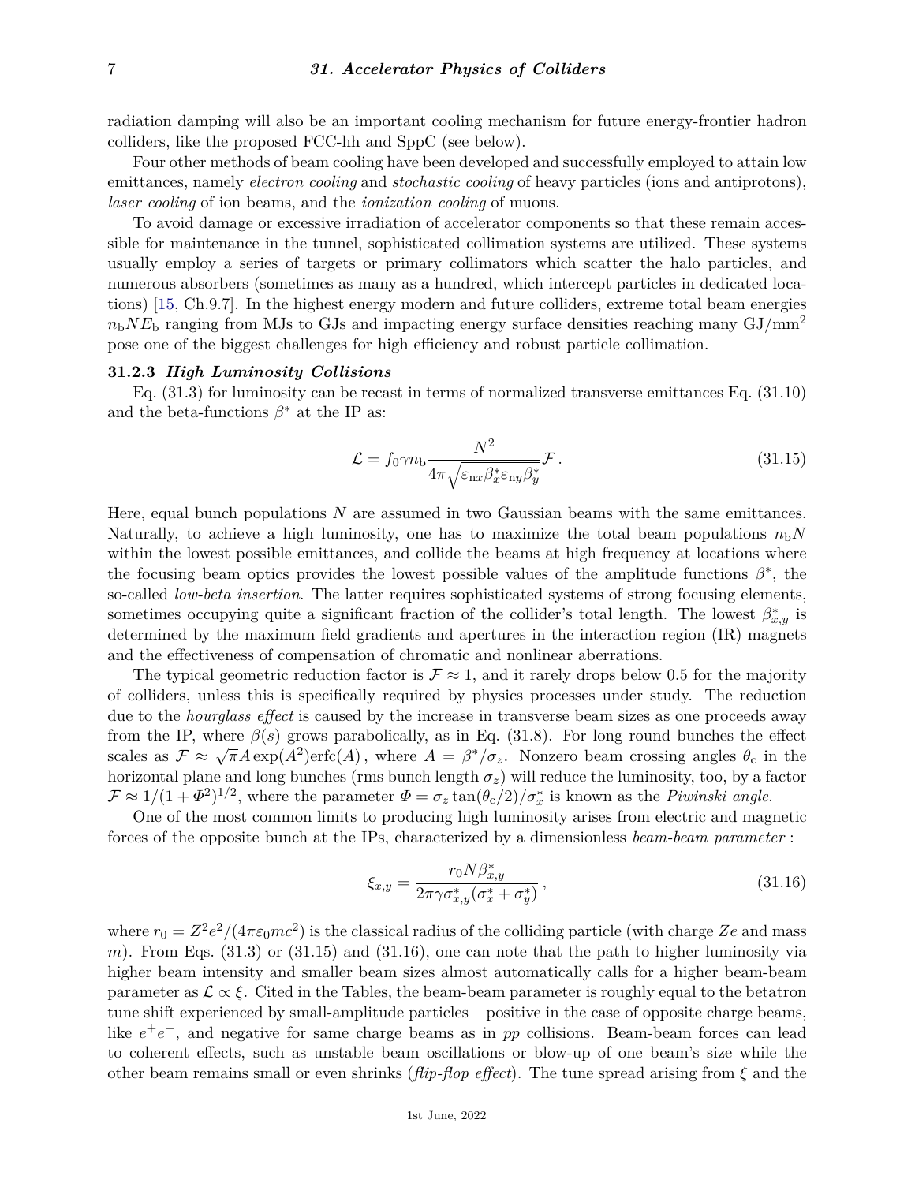radiation damping will also be an important cooling mechanism for future energy-frontier hadron colliders, like the proposed FCC-hh and SppC (see below).

Four other methods of beam cooling have been developed and successfully employed to attain low emittances, namely *electron cooling* and *stochastic cooling* of heavy particles (ions and antiprotons), *laser cooling* of ion beams, and the *ionization cooling* of muons.

To avoid damage or excessive irradiation of accelerator components so that these remain accessible for maintenance in the tunnel, sophisticated collimation systems are utilized. These systems usually employ a series of targets or primary collimators which scatter the halo particles, and numerous absorbers (sometimes as many as a hundred, which intercept particles in dedicated locations) [15, Ch.9.7]. In the highest energy modern and future colliders, extreme total beam energies $n_{\mathrm{b}}NE_{\mathrm{b}}$ ranging from MJs to GJs and impacting energy surface densities reaching many GJ/mm$^2$ pose one of the biggest challenges for high efficiency and robust particle collimation.

### 31.2.3 *High Luminosity Collisions*

Eq. (31.3) for luminosity can be recast in terms of normalized transverse emittances Eq. (31.10) and the beta-functions $\beta^*$ at the IP as:

$$\mathcal{L} = f_0 \gamma n_{\mathrm{b}} \frac{N^2}{4\pi\sqrt{\varepsilon_{\mathrm{n}x}\beta_x^* \varepsilon_{\mathrm{n}y}\beta_y^*}}\mathcal{F}\,. \tag{31.15}$$

Here, equal bunch populations $N$ are assumed in two Gaussian beams with the same emittances. Naturally, to achieve a high luminosity, one has to maximize the total beam populations $n_{\mathrm{b}}N$ within the lowest possible emittances, and collide the beams at high frequency at locations where the focusing beam optics provides the lowest possible values of the amplitude functions $\beta^*$, the so-called *low-beta insertion*. The latter requires sophisticated systems of strong focusing elements, sometimes occupying quite a significant fraction of the collider's total length. The lowest $\beta^*_{x,y}$ is determined by the maximum field gradients and apertures in the interaction region (IR) magnets and the effectiveness of compensation of chromatic and nonlinear aberrations.

The typical geometric reduction factor is $\mathcal{F} \approx 1$, and it rarely drops below 0.5 for the majority of colliders, unless this is specifically required by physics processes under study. The reduction due to the *hourglass effect* is caused by the increase in transverse beam sizes as one proceeds away from the IP, where $\beta(s)$ grows parabolically, as in Eq. (31.8). For long round bunches the effect scales as $\mathcal{F} \approx \sqrt{\pi}A\exp(A^2)\mathrm{erfc}(A)$, where $A = \beta^*/\sigma_z$. Nonzero beam crossing angles $\theta_{\mathrm{c}}$ in the horizontal plane and long bunches (rms bunch length $\sigma_z$) will reduce the luminosity, too, by a factor $\mathcal{F} \approx 1/(1+\Phi^2)^{1/2}$, where the parameter $\Phi = \sigma_z \tan(\theta_{\mathrm{c}}/2)/\sigma_x^*$ is known as the *Piwinski angle*.

One of the most common limits to producing high luminosity arises from electric and magnetic forces of the opposite bunch at the IPs, characterized by a dimensionless *beam-beam parameter* :

$$\xi_{x,y} = \frac{r_0 N \beta^*_{x,y}}{2\pi\gamma\sigma^*_{x,y}(\sigma^*_x + \sigma^*_y)}\,, \tag{31.16}$$

where $r_0 = Z^2e^2/(4\pi\varepsilon_0 mc^2)$ is the classical radius of the colliding particle (with charge $Ze$ and mass $m$). From Eqs. (31.3) or (31.15) and (31.16), one can note that the path to higher luminosity via higher beam intensity and smaller beam sizes almost automatically calls for a higher beam-beam parameter as $\mathcal{L} \propto \xi$. Cited in the Tables, the beam-beam parameter is roughly equal to the betatron tune shift experienced by small-amplitude particles – positive in the case of opposite charge beams, like $e^+e^-$, and negative for same charge beams as in *pp* collisions. Beam-beam forces can lead to coherent effects, such as unstable beam oscillations or blow-up of one beam's size while the other beam remains small or even shrinks (*flip-flop effect*). The tune spread arising from $\xi$ and the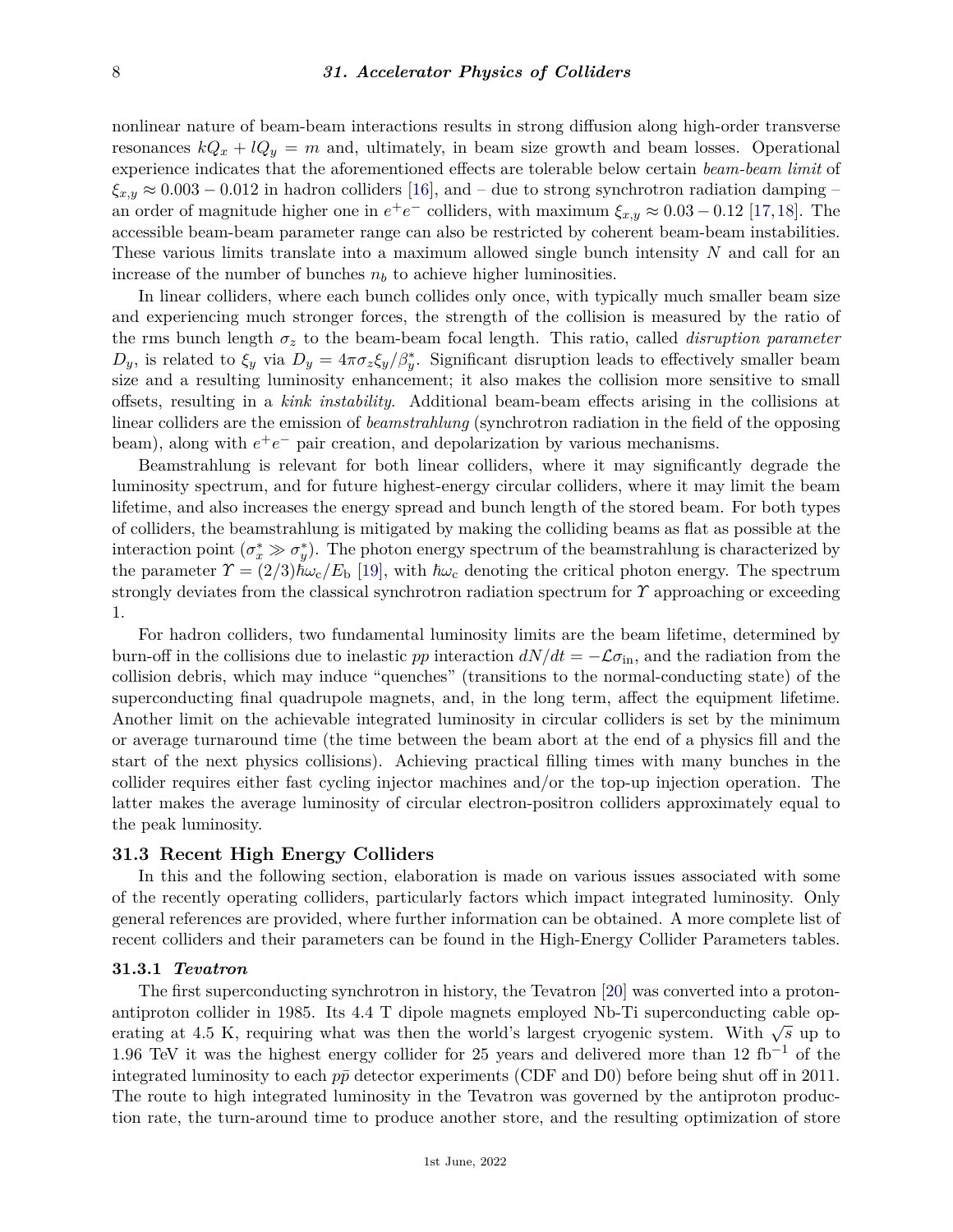nonlinear nature of beam-beam interactions results in strong diffusion along high-order transverse resonances $kQ_x + lQ_y = m$ and, ultimately, in beam size growth and beam losses. Operational experience indicates that the aforementioned effects are tolerable below certain *beam-beam limit* of $\xi_{x,y} \approx 0.003 - 0.012$ in hadron colliders [16], and – due to strong synchrotron radiation damping – an order of magnitude higher one in $e^+e^-$ colliders, with maximum $\xi_{x,y} \approx 0.03 - 0.12$ [17,18]. The accessible beam-beam parameter range can also be restricted by coherent beam-beam instabilities. These various limits translate into a maximum allowed single bunch intensity $N$ and call for an increase of the number of bunches $n_b$ to achieve higher luminosities.

In linear colliders, where each bunch collides only once, with typically much smaller beam size and experiencing much stronger forces, the strength of the collision is measured by the ratio of the rms bunch length $\sigma_z$ to the beam-beam focal length. This ratio, called *disruption parameter* $D_y$, is related to $\xi_y$ via $D_y = 4\pi\sigma_z\xi_y/\beta_y^*$. Significant disruption leads to effectively smaller beam size and a resulting luminosity enhancement; it also makes the collision more sensitive to small offsets, resulting in a *kink instability*. Additional beam-beam effects arising in the collisions at linear colliders are the emission of *beamstrahlung* (synchrotron radiation in the field of the opposing beam), along with $e^+e^-$ pair creation, and depolarization by various mechanisms.

Beamstrahlung is relevant for both linear colliders, where it may significantly degrade the luminosity spectrum, and for future highest-energy circular colliders, where it may limit the beam lifetime, and also increases the energy spread and bunch length of the stored beam. For both types of colliders, the beamstrahlung is mitigated by making the colliding beams as flat as possible at the interaction point ($\sigma_x^* \gg \sigma_y^*$). The photon energy spectrum of the beamstrahlung is characterized by the parameter $\Upsilon = (2/3)\hbar\omega_c/E_b$ [19], with $\hbar\omega_c$ denoting the critical photon energy. The spectrum strongly deviates from the classical synchrotron radiation spectrum for $\Upsilon$ approaching or exceeding 1.

For hadron colliders, two fundamental luminosity limits are the beam lifetime, determined by burn-off in the collisions due to inelastic *pp* interaction $dN/dt = -\mathcal{L}\sigma_{\text{in}}$, and the radiation from the collision debris, which may induce "quenches" (transitions to the normal-conducting state) of the superconducting final quadrupole magnets, and, in the long term, affect the equipment lifetime. Another limit on the achievable integrated luminosity in circular colliders is set by the minimum or average turnaround time (the time between the beam abort at the end of a physics fill and the start of the next physics collisions). Achieving practical filling times with many bunches in the collider requires either fast cycling injector machines and/or the top-up injection operation. The latter makes the average luminosity of circular electron-positron colliders approximately equal to the peak luminosity.

## 31.3 Recent High Energy Colliders

In this and the following section, elaboration is made on various issues associated with some of the recently operating colliders, particularly factors which impact integrated luminosity. Only general references are provided, where further information can be obtained. A more complete list of recent colliders and their parameters can be found in the High-Energy Collider Parameters tables.

### 31.3.1 *Tevatron*

The first superconducting synchrotron in history, the Tevatron [20] was converted into a proton-antiproton collider in 1985. Its 4.4 T dipole magnets employed Nb-Ti superconducting cable operating at 4.5 K, requiring what was then the world's largest cryogenic system. With $\sqrt{s}$ up to 1.96 TeV it was the highest energy collider for 25 years and delivered more than 12 fb$^{-1}$ of the integrated luminosity to each $p\bar{p}$ detector experiments (CDF and D0) before being shut off in 2011. The route to high integrated luminosity in the Tevatron was governed by the antiproton production rate, the turn-around time to produce another store, and the resulting optimization of store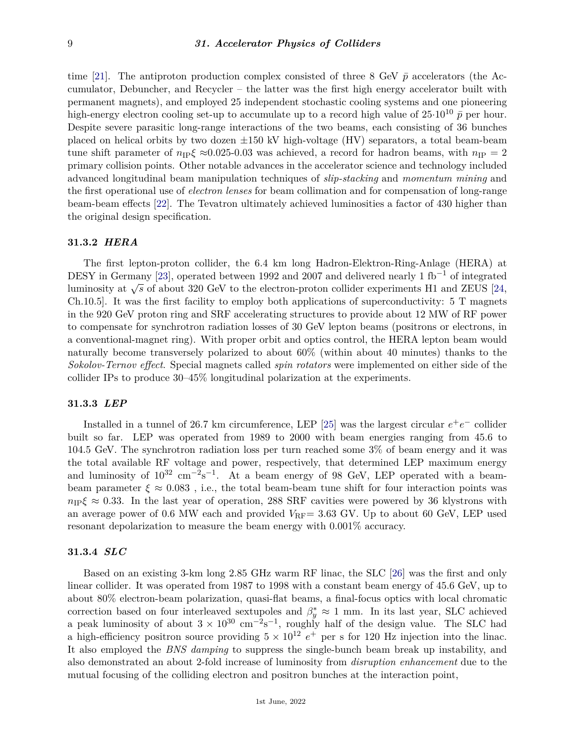time [21]. The antiproton production complex consisted of three 8 GeV $\bar{p}$ accelerators (the Accumulator, Debuncher, and Recycler – the latter was the first high energy accelerator built with permanent magnets), and employed 25 independent stochastic cooling systems and one pioneering high-energy electron cooling set-up to accumulate up to a record high value of $25 \cdot 10^{10}$ $\bar{p}$ per hour. Despite severe parasitic long-range interactions of the two beams, each consisting of 36 bunches placed on helical orbits by two dozen $\pm 150$ kV high-voltage (HV) separators, a total beam-beam tune shift parameter of $n_{\rm IP}\xi \approx 0.025$-$0.03$ was achieved, a record for hadron beams, with $n_{\rm IP} = 2$ primary collision points. Other notable advances in the accelerator science and technology included advanced longitudinal beam manipulation techniques of *slip-stacking* and *momentum mining* and the first operational use of *electron lenses* for beam collimation and for compensation of long-range beam-beam effects [22]. The Tevatron ultimately achieved luminosities a factor of 430 higher than the original design specification.

### 31.3.2 *HERA*

The first lepton-proton collider, the 6.4 km long Hadron-Elektron-Ring-Anlage (HERA) at DESY in Germany [23], operated between 1992 and 2007 and delivered nearly 1 fb$^{-1}$ of integrated luminosity at $\sqrt{s}$ of about 320 GeV to the electron-proton collider experiments H1 and ZEUS [24, Ch.10.5]. It was the first facility to employ both applications of superconductivity: 5 T magnets in the 920 GeV proton ring and SRF accelerating structures to provide about 12 MW of RF power to compensate for synchrotron radiation losses of 30 GeV lepton beams (positrons or electrons, in a conventional-magnet ring). With proper orbit and optics control, the HERA lepton beam would naturally become transversely polarized to about 60% (within about 40 minutes) thanks to the *Sokolov-Ternov effect*. Special magnets called *spin rotators* were implemented on either side of the collider IPs to produce 30–45% longitudinal polarization at the experiments.

### 31.3.3 *LEP*

Installed in a tunnel of 26.7 km circumference, LEP [25] was the largest circular $e^+e^-$ collider built so far. LEP was operated from 1989 to 2000 with beam energies ranging from 45.6 to 104.5 GeV. The synchrotron radiation loss per turn reached some 3% of beam energy and it was the total available RF voltage and power, respectively, that determined LEP maximum energy and luminosity of $10^{32}$ cm$^{-2}$s$^{-1}$. At a beam energy of 98 GeV, LEP operated with a beam-beam parameter $\xi \approx 0.083$ , i.e., the total beam-beam tune shift for four interaction points was $n_{\rm IP}\xi \approx 0.33$. In the last year of operation, 288 SRF cavities were powered by 36 klystrons with an average power of 0.6 MW each and provided $V_{\rm RF} = 3.63$ GV. Up to about 60 GeV, LEP used resonant depolarization to measure the beam energy with 0.001% accuracy.

### 31.3.4 *SLC*

Based on an existing 3-km long 2.85 GHz warm RF linac, the SLC [26] was the first and only linear collider. It was operated from 1987 to 1998 with a constant beam energy of 45.6 GeV, up to about 80% electron-beam polarization, quasi-flat beams, a final-focus optics with local chromatic correction based on four interleaved sextupoles and $\beta_y^* \approx 1$ mm. In its last year, SLC achieved a peak luminosity of about $3 \times 10^{30}$ cm$^{-2}$s$^{-1}$, roughly half of the design value. The SLC had a high-efficiency positron source providing $5 \times 10^{12}$ $e^+$ per s for 120 Hz injection into the linac. It also employed the *BNS damping* to suppress the single-bunch beam break up instability, and also demonstrated an about 2-fold increase of luminosity from *disruption enhancement* due to the mutual focusing of the colliding electron and positron bunches at the interaction point,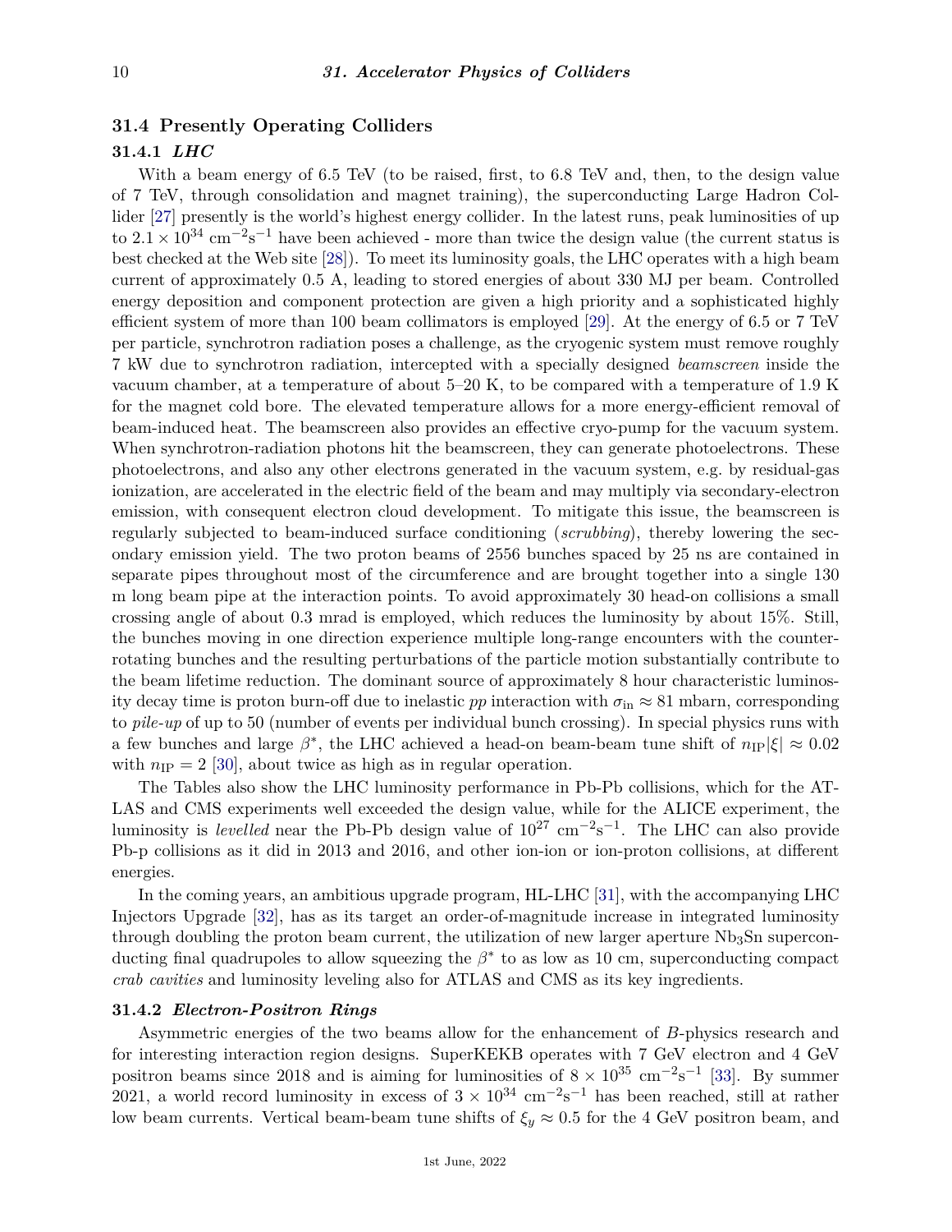## 31.4 Presently Operating Colliders

### 31.4.1 *LHC*

With a beam energy of 6.5 TeV (to be raised, first, to 6.8 TeV and, then, to the design value of 7 TeV, through consolidation and magnet training), the superconducting Large Hadron Collider [27] presently is the world's highest energy collider. In the latest runs, peak luminosities of up to $2.1 \times 10^{34}$ cm$^{-2}$s$^{-1}$ have been achieved - more than twice the design value (the current status is best checked at the Web site [28]). To meet its luminosity goals, the LHC operates with a high beam current of approximately 0.5 A, leading to stored energies of about 330 MJ per beam. Controlled energy deposition and component protection are given a high priority and a sophisticated highly efficient system of more than 100 beam collimators is employed [29]. At the energy of 6.5 or 7 TeV per particle, synchrotron radiation poses a challenge, as the cryogenic system must remove roughly 7 kW due to synchrotron radiation, intercepted with a specially designed *beamscreen* inside the vacuum chamber, at a temperature of about 5–20 K, to be compared with a temperature of 1.9 K for the magnet cold bore. The elevated temperature allows for a more energy-efficient removal of beam-induced heat. The beamscreen also provides an effective cryo-pump for the vacuum system. When synchrotron-radiation photons hit the beamscreen, they can generate photoelectrons. These photoelectrons, and also any other electrons generated in the vacuum system, e.g. by residual-gas ionization, are accelerated in the electric field of the beam and may multiply via secondary-electron emission, with consequent electron cloud development. To mitigate this issue, the beamscreen is regularly subjected to beam-induced surface conditioning (*scrubbing*), thereby lowering the secondary emission yield. The two proton beams of 2556 bunches spaced by 25 ns are contained in separate pipes throughout most of the circumference and are brought together into a single 130 m long beam pipe at the interaction points. To avoid approximately 30 head-on collisions a small crossing angle of about 0.3 mrad is employed, which reduces the luminosity by about 15%. Still, the bunches moving in one direction experience multiple long-range encounters with the counter-rotating bunches and the resulting perturbations of the particle motion substantially contribute to the beam lifetime reduction. The dominant source of approximately 8 hour characteristic luminosity decay time is proton burn-off due to inelastic *pp* interaction with $\sigma_{\text{in}} \approx 81$ mbarn, corresponding to *pile-up* of up to 50 (number of events per individual bunch crossing). In special physics runs with a few bunches and large $\beta^*$, the LHC achieved a head-on beam-beam tune shift of $n_{\text{IP}}|\xi| \approx 0.02$ with $n_{\text{IP}} = 2$ [30], about twice as high as in regular operation.

The Tables also show the LHC luminosity performance in Pb-Pb collisions, which for the ATLAS and CMS experiments well exceeded the design value, while for the ALICE experiment, the luminosity is *levelled* near the Pb-Pb design value of $10^{27}$ cm$^{-2}$s$^{-1}$. The LHC can also provide Pb-p collisions as it did in 2013 and 2016, and other ion-ion or ion-proton collisions, at different energies.

In the coming years, an ambitious upgrade program, HL-LHC [31], with the accompanying LHC Injectors Upgrade [32], has as its target an order-of-magnitude increase in integrated luminosity through doubling the proton beam current, the utilization of new larger aperture $Nb_3Sn$ superconducting final quadrupoles to allow squeezing the $\beta^*$ to as low as 10 cm, superconducting compact *crab cavities* and luminosity leveling also for ATLAS and CMS as its key ingredients.

### 31.4.2 *Electron-Positron Rings*

Asymmetric energies of the two beams allow for the enhancement of *B*-physics research and for interesting interaction region designs. SuperKEKB operates with 7 GeV electron and 4 GeV positron beams since 2018 and is aiming for luminosities of $8 \times 10^{35}$ cm$^{-2}$s$^{-1}$ [33]. By summer 2021, a world record luminosity in excess of $3 \times 10^{34}$ cm$^{-2}$s$^{-1}$ has been reached, still at rather low beam currents. Vertical beam-beam tune shifts of $\xi_y \approx 0.5$ for the 4 GeV positron beam, and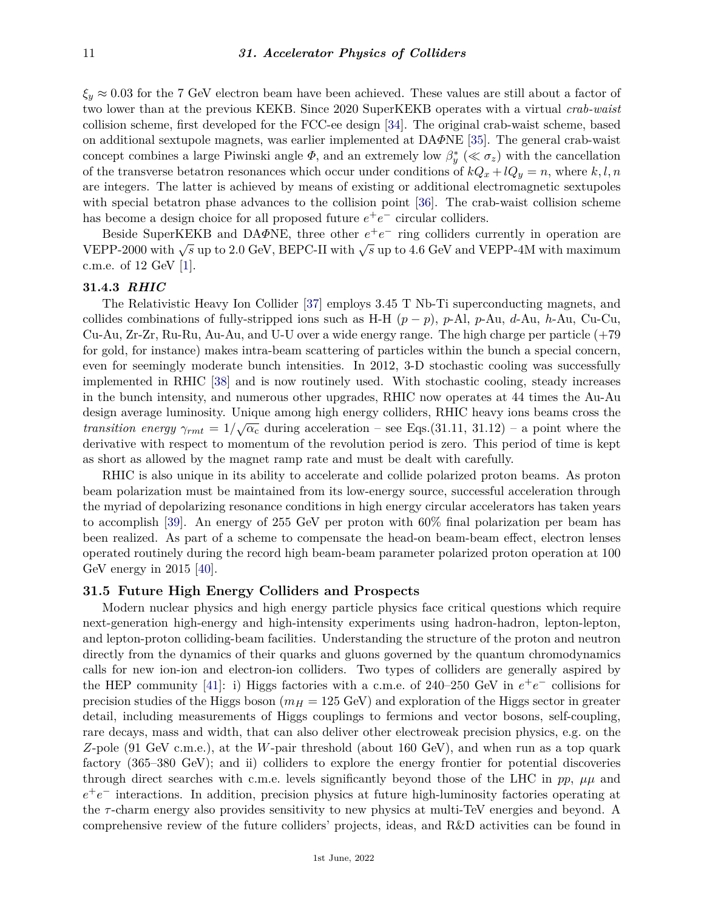$\xi_y \approx 0.03$ for the 7 GeV electron beam have been achieved. These values are still about a factor of two lower than at the previous KEKB. Since 2020 SuperKEKB operates with a virtual *crab-waist* collision scheme, first developed for the FCC-ee design [34]. The original crab-waist scheme, based on additional sextupole magnets, was earlier implemented at DA$\Phi$NE [35]. The general crab-waist concept combines a large Piwinski angle $\Phi$, and an extremely low $\beta_y^*$ ($\ll \sigma_z$) with the cancellation of the transverse betatron resonances which occur under conditions of $kQ_x + lQ_y = n$, where $k, l, n$ are integers. The latter is achieved by means of existing or additional electromagnetic sextupoles with special betatron phase advances to the collision point [36]. The crab-waist collision scheme has become a design choice for all proposed future $e^+e^-$ circular colliders.

Beside SuperKEKB and DA$\Phi$NE, three other $e^+e^-$ ring colliders currently in operation are VEPP-2000 with $\sqrt{s}$ up to 2.0 GeV, BEPC-II with $\sqrt{s}$ up to 4.6 GeV and VEPP-4M with maximum c.m.e. of 12 GeV [1].

### 31.4.3 *RHIC*

The Relativistic Heavy Ion Collider [37] employs 3.45 T Nb-Ti superconducting magnets, and collides combinations of fully-stripped ions such as H-H ($p-p$), $p$-Al, $p$-Au, $d$-Au, $h$-Au, Cu-Cu, Cu-Au, Zr-Zr, Ru-Ru, Au-Au, and U-U over a wide energy range. The high charge per particle (+79 for gold, for instance) makes intra-beam scattering of particles within the bunch a special concern, even for seemingly moderate bunch intensities. In 2012, 3-D stochastic cooling was successfully implemented in RHIC [38] and is now routinely used. With stochastic cooling, steady increases in the bunch intensity, and numerous other upgrades, RHIC now operates at 44 times the Au-Au design average luminosity. Unique among high energy colliders, RHIC heavy ions beams cross the *transition energy* $\gamma_{rmt} = 1/\sqrt{\alpha_c}$ during acceleration – see Eqs.(31.11, 31.12) – a point where the derivative with respect to momentum of the revolution period is zero. This period of time is kept as short as allowed by the magnet ramp rate and must be dealt with carefully.

RHIC is also unique in its ability to accelerate and collide polarized proton beams. As proton beam polarization must be maintained from its low-energy source, successful acceleration through the myriad of depolarizing resonance conditions in high energy circular accelerators has taken years to accomplish [39]. An energy of 255 GeV per proton with 60% final polarization per beam has been realized. As part of a scheme to compensate the head-on beam-beam effect, electron lenses operated routinely during the record high beam-beam parameter polarized proton operation at 100 GeV energy in 2015 [40].

## 31.5 Future High Energy Colliders and Prospects

Modern nuclear physics and high energy particle physics face critical questions which require next-generation high-energy and high-intensity experiments using hadron-hadron, lepton-lepton, and lepton-proton colliding-beam facilities. Understanding the structure of the proton and neutron directly from the dynamics of their quarks and gluons governed by the quantum chromodynamics calls for new ion-ion and electron-ion colliders. Two types of colliders are generally aspired by the HEP community [41]: i) Higgs factories with a c.m.e. of 240–250 GeV in $e^+e^-$ collisions for precision studies of the Higgs boson ($m_H = 125$ GeV) and exploration of the Higgs sector in greater detail, including measurements of Higgs couplings to fermions and vector bosons, self-coupling, rare decays, mass and width, that can also deliver other electroweak precision physics, e.g. on the $Z$-pole (91 GeV c.m.e.), at the $W$-pair threshold (about 160 GeV), and when run as a top quark factory (365–380 GeV); and ii) colliders to explore the energy frontier for potential discoveries through direct searches with c.m.e. levels significantly beyond those of the LHC in $pp$, $\mu\mu$ and $e^+e^-$ interactions. In addition, precision physics at future high-luminosity factories operating at the $\tau$-charm energy also provides sensitivity to new physics at multi-TeV energies and beyond. A comprehensive review of the future colliders' projects, ideas, and R&D activities can be found in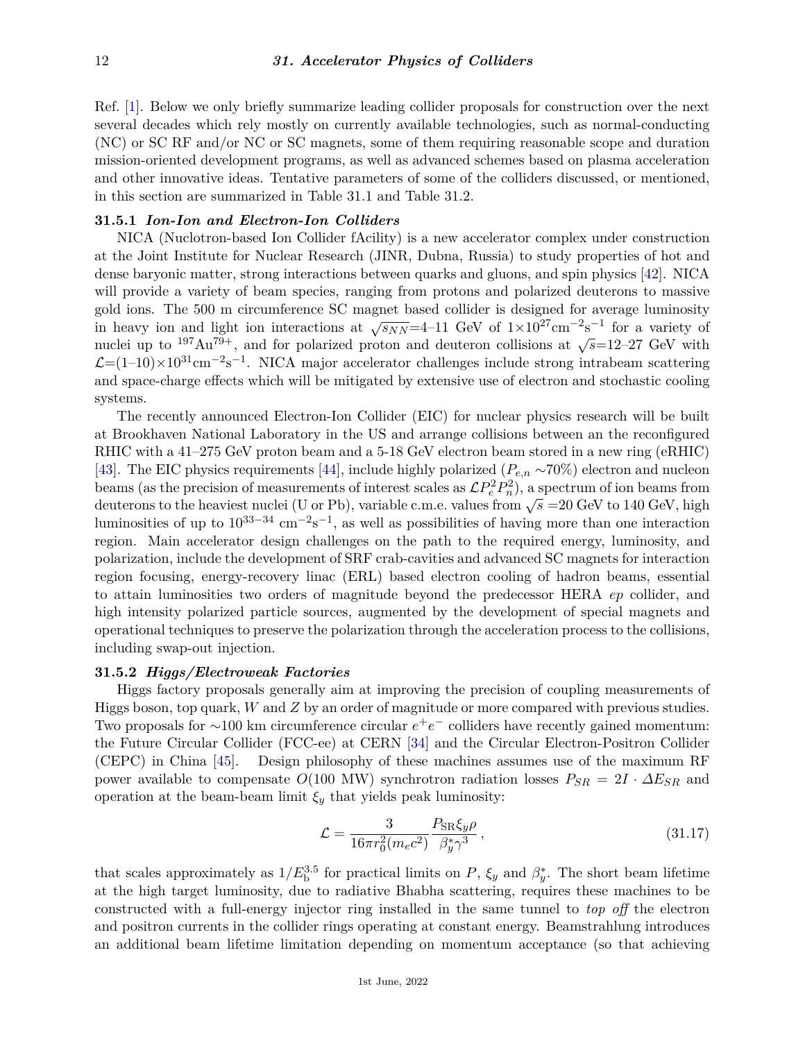Ref. [1]. Below we only briefly summarize leading collider proposals for construction over the next several decades which rely mostly on currently available technologies, such as normal-conducting (NC) or SC RF and/or NC or SC magnets, some of them requiring reasonable scope and duration mission-oriented development programs, as well as advanced schemes based on plasma acceleration and other innovative ideas. Tentative parameters of some of the colliders discussed, or mentioned, in this section are summarized in Table 31.1 and Table 31.2.

### 31.5.1 *Ion-Ion and Electron-Ion Colliders*

NICA (Nuclotron-based Ion Collider fAcility) is a new accelerator complex under construction at the Joint Institute for Nuclear Research (JINR, Dubna, Russia) to study properties of hot and dense baryonic matter, strong interactions between quarks and gluons, and spin physics [42]. NICA will provide a variety of beam species, ranging from protons and polarized deuterons to massive gold ions. The 500 m circumference SC magnet based collider is designed for average luminosity in heavy ion and light ion interactions at $\sqrt{s_{NN}}$=4–11 GeV of $1\times10^{27}\mathrm{cm}^{-2}\mathrm{s}^{-1}$ for a variety of nuclei up to $^{197}\mathrm{Au}^{79+}$, and for polarized proton and deuteron collisions at $\sqrt{s}$=12–27 GeV with $\mathcal{L}$=(1–10)$\times10^{31}\mathrm{cm}^{-2}\mathrm{s}^{-1}$. NICA major accelerator challenges include strong intrabeam scattering and space-charge effects which will be mitigated by extensive use of electron and stochastic cooling systems.

The recently announced Electron-Ion Collider (EIC) for nuclear physics research will be built at Brookhaven National Laboratory in the US and arrange collisions between an the reconfigured RHIC with a 41–275 GeV proton beam and a 5-18 GeV electron beam stored in a new ring (eRHIC) [43]. The EIC physics requirements [44], include highly polarized ($P_{e,n}\sim$70%) electron and nucleon beams (as the precision of measurements of interest scales as $\mathcal{L}P_e^2P_n^2$), a spectrum of ion beams from deuterons to the heaviest nuclei (U or Pb), variable c.m.e. values from $\sqrt{s}$ =20 GeV to 140 GeV, high luminosities of up to $10^{33-34}$ $\mathrm{cm}^{-2}\mathrm{s}^{-1}$, as well as possibilities of having more than one interaction region. Main accelerator design challenges on the path to the required energy, luminosity, and polarization, include the development of SRF crab-cavities and advanced SC magnets for interaction region focusing, energy-recovery linac (ERL) based electron cooling of hadron beams, essential to attain luminosities two orders of magnitude beyond the predecessor HERA *ep* collider, and high intensity polarized particle sources, augmented by the development of special magnets and operational techniques to preserve the polarization through the acceleration process to the collisions, including swap-out injection.

### 31.5.2 *Higgs/Electroweak Factories*

Higgs factory proposals generally aim at improving the precision of coupling measurements of Higgs boson, top quark, $W$ and $Z$ by an order of magnitude or more compared with previous studies. Two proposals for ∼100 km circumference circular $e^+e^-$ colliders have recently gained momentum: the Future Circular Collider (FCC-ee) at CERN [34] and the Circular Electron-Positron Collider (CEPC) in China [45]. Design philosophy of these machines assumes use of the maximum RF power available to compensate $O$(100 MW) synchrotron radiation losses $P_{SR} = 2I\cdot\Delta E_{SR}$ and operation at the beam-beam limit $\xi_y$ that yields peak luminosity:

$$\mathcal{L} = \frac{3}{16\pi r_0^2(m_ec^2)}\frac{P_{\mathrm{SR}}\xi_y\rho}{\beta_y^*\gamma^3}\,, \tag{31.17}$$

that scales approximately as $1/E_{\mathrm{b}}^{3.5}$ for practical limits on $P$, $\xi_y$ and $\beta_y^*$. The short beam lifetime at the high target luminosity, due to radiative Bhabha scattering, requires these machines to be constructed with a full-energy injector ring installed in the same tunnel to *top off* the electron and positron currents in the collider rings operating at constant energy. Beamstrahlung introduces an additional beam lifetime limitation depending on momentum acceptance (so that achieving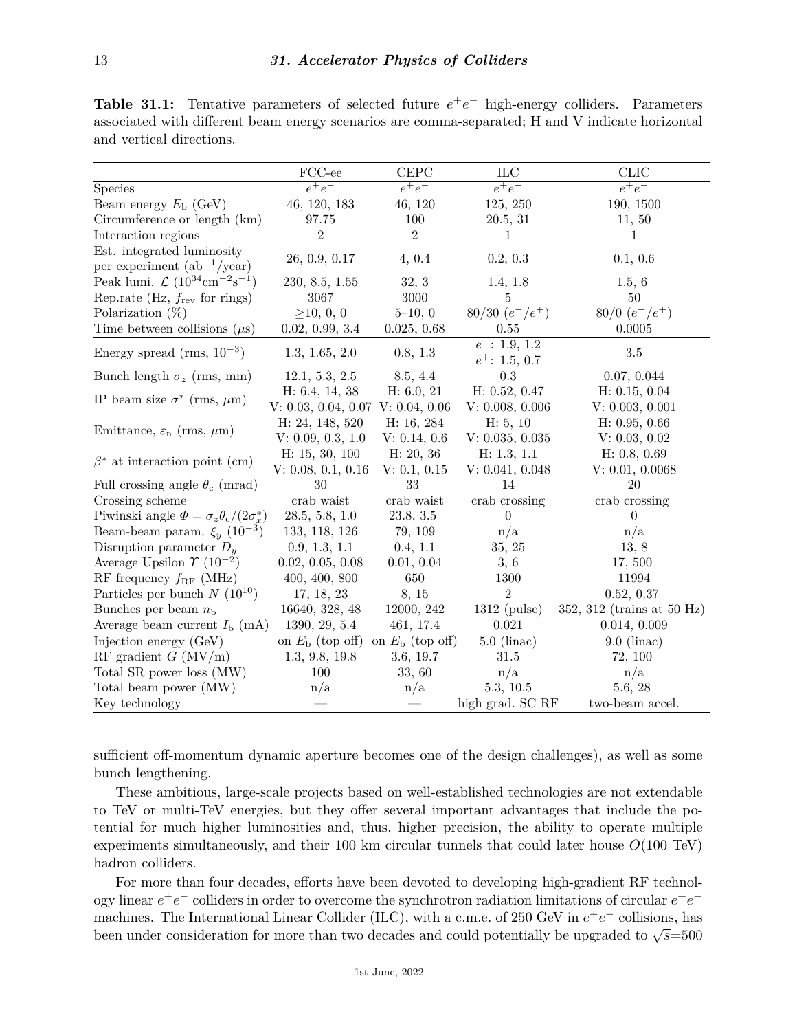**Table 31.1:** Tentative parameters of selected future $e^+e^-$ high-energy colliders. Parameters associated with different beam energy scenarios are comma-separated; H and V indicate horizontal and vertical directions.

| | FCC-ee | CEPC | ILC | CLIC |
|---|---|---|---|---|
| Species | $e^+e^-$ | $e^+e^-$ | $e^+e^-$ | $e^+e^-$ |
| Beam energy $E_b$ (GeV) | 46, 120, 183 | 46, 120 | 125, 250 | 190, 1500 |
| Circumference or length (km) | 97.75 | 100 | 20.5, 31 | 11, 50 |
| Interaction regions | 2 | 2 | 1 | 1 |
| Est. integrated luminosity per experiment (ab$^{-1}$/year) | 26, 0.9, 0.17 | 4, 0.4 | 0.2, 0.3 | 0.1, 0.6 |
| Peak lumi. $\mathcal{L}$ ($10^{34}$cm$^{-2}$s$^{-1}$) | 230, 8.5, 1.55 | 32, 3 | 1.4, 1.8 | 1.5, 6 |
| Rep.rate (Hz, $f_{\rm rev}$ for rings) | 3067 | 3000 | 5 | 50 |
| Polarization (%) | ≥10, 0, 0 | 5–10, 0 | 80/30 ($e^-/e^+$) | 80/0 ($e^-/e^+$) |
| Time between collisions ($\mu$s) | 0.02, 0.99, 3.4 | 0.025, 0.68 | 0.55 | 0.0005 |
| Energy spread (rms, $10^{-3}$) | 1.3, 1.65, 2.0 | 0.8, 1.3 | $e^-$: 1.9, 1.2 $e^+$: 1.5, 0.7 | 3.5 |
| Bunch length $\sigma_z$ (rms, mm) | 12.1, 5.3, 2.5 | 8.5, 4.4 | 0.3 | 0.07, 0.044 |
| IP beam size $\sigma^*$ (rms, $\mu$m) | H: 6.4, 14, 38 V: 0.03, 0.04, 0.07 | H: 6.0, 21 V: 0.04, 0.06 | H: 0.52, 0.47 V: 0.008, 0.006 | H: 0.15, 0.04 V: 0.003, 0.001 |
| Emittance, $\varepsilon_n$ (rms, $\mu$m) | H: 24, 148, 520 V: 0.09, 0.3, 1.0 | H: 16, 284 V: 0.14, 0.6 | H: 5, 10 V: 0.035, 0.035 | H: 0.95, 0.66 V: 0.03, 0.02 |
| $\beta^*$ at interaction point (cm) | H: 15, 30, 100 V: 0.08, 0.1, 0.16 | H: 20, 36 V: 0.1, 0.15 | H: 1.3, 1.1 V: 0.041, 0.048 | H: 0.8, 0.69 V: 0.01, 0.0068 |
| Full crossing angle $\theta_c$ (mrad) | 30 | 33 | 14 | 20 |
| Crossing scheme | crab waist | crab waist | crab crossing | crab crossing |
| Piwinski angle $\Phi = \sigma_z\theta_c/(2\sigma_x^*)$ | 28.5, 5.8, 1.0 | 23.8, 3.5 | 0 | 0 |
| Beam-beam param. $\xi_y$ ($10^{-3}$) | 133, 118, 126 | 79, 109 | n/a | n/a |
| Disruption parameter $D_y$ | 0.9, 1.3, 1.1 | 0.4, 1.1 | 35, 25 | 13, 8 |
| Average Upsilon $\Upsilon$ ($10^{-2}$) | 0.02, 0.05, 0.08 | 0.01, 0.04 | 3, 6 | 17, 500 |
| RF frequency $f_{\rm RF}$ (MHz) | 400, 400, 800 | 650 | 1300 | 11994 |
| Particles per bunch $N$ ($10^{10}$) | 17, 18, 23 | 8, 15 | 2 | 0.52, 0.37 |
| Bunches per beam $n_b$ | 16640, 328, 48 | 12000, 242 | 1312 (pulse) | 352, 312 (trains at 50 Hz) |
| Average beam current $I_b$ (mA) | 1390, 29, 5.4 | 461, 17.4 | 0.021 | 0.014, 0.009 |
| Injection energy (GeV) | on $E_b$ (top off) | on $E_b$ (top off) | 5.0 (linac) | 9.0 (linac) |
| RF gradient $G$ (MV/m) | 1.3, 9.8, 19.8 | 3.6, 19.7 | 31.5 | 72, 100 |
| Total SR power loss (MW) | 100 | 33, 60 | n/a | n/a |
| Total beam power (MW) | n/a | n/a | 5.3, 10.5 | 5.6, 28 |
| Key technology | — | — | high grad. SC RF | two-beam accel. |

sufficient off-momentum dynamic aperture becomes one of the design challenges), as well as some bunch lengthening.

These ambitious, large-scale projects based on well-established technologies are not extendable to TeV or multi-TeV energies, but they offer several important advantages that include the potential for much higher luminosities and, thus, higher precision, the ability to operate multiple experiments simultaneously, and their 100 km circular tunnels that could later house $O$(100 TeV) hadron colliders.

For more than four decades, efforts have been devoted to developing high-gradient RF technology linear $e^+e^-$ colliders in order to overcome the synchrotron radiation limitations of circular $e^+e^-$ machines. The International Linear Collider (ILC), with a c.m.e. of 250 GeV in $e^+e^-$ collisions, has been under consideration for more than two decades and could potentially be upgraded to $\sqrt{s}$=500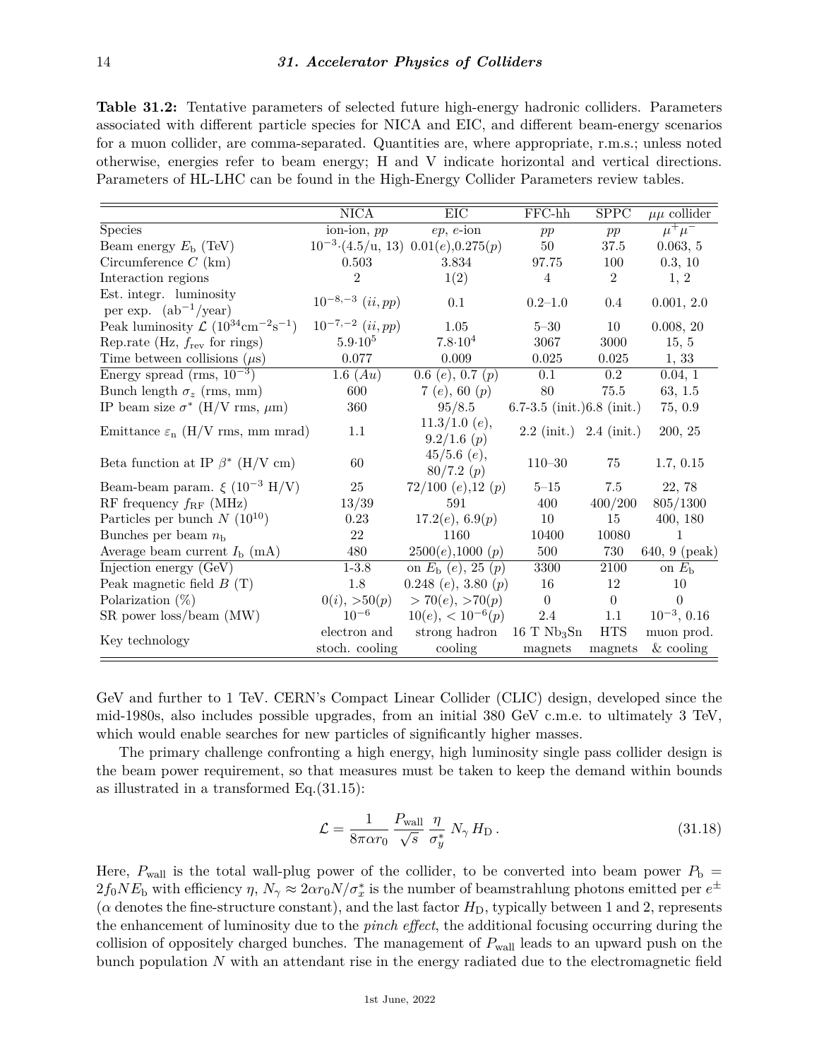**Table 31.2:** Tentative parameters of selected future high-energy hadronic colliders. Parameters associated with different particle species for NICA and EIC, and different beam-energy scenarios for a muon collider, are comma-separated. Quantities are, where appropriate, r.m.s.; unless noted otherwise, energies refer to beam energy; H and V indicate horizontal and vertical directions. Parameters of HL-LHC can be found in the High-Energy Collider Parameters review tables.

| | NICA | EIC | FFC-hh | SPPC | $\mu\mu$ collider |
|---|---|---|---|---|---|
| Species | ion-ion, $pp$ | $ep$, $e$-ion | $pp$ | $pp$ | $\mu^+\mu^-$ |
| Beam energy $E_\mathrm{b}$ (TeV) | $10^{-3}\cdot(4.5/\mathrm{u}, 13)$ | $0.01(e)$,$0.275(p)$ | 50 | 37.5 | 0.063, 5 |
| Circumference $C$ (km) | 0.503 | 3.834 | 97.75 | 100 | 0.3, 10 |
| Interaction regions | 2 | 1(2) | 4 | 2 | 1, 2 |
| Est. integr. luminosity per exp. (ab$^{-1}$/year) | $10^{-8,-3}$ $(ii, pp)$ | 0.1 | 0.2–1.0 | 0.4 | 0.001, 2.0 |
| Peak luminosity $\mathcal{L}$ ($10^{34}\mathrm{cm}^{-2}\mathrm{s}^{-1}$) | $10^{-7,-2}$ $(ii, pp)$ | 1.05 | 5–30 | 10 | 0.008, 20 |
| Rep.rate (Hz, $f_\mathrm{rev}$ for rings) | $5.9{\cdot}10^5$ | $7.8{\cdot}10^4$ | 3067 | 3000 | 15, 5 |
| Time between collisions ($\mu$s) | 0.077 | 0.009 | 0.025 | 0.025 | 1, 33 |
| Energy spread (rms, $10^{-3}$) | 1.6 $(Au)$ | 0.6 $(e)$, 0.7 $(p)$ | 0.1 | 0.2 | 0.04, 1 |
| Bunch length $\sigma_z$ (rms, mm) | 600 | 7 $(e)$, 60 $(p)$ | 80 | 75.5 | 63, 1.5 |
| IP beam size $\sigma^*$ (H/V rms, $\mu$m) | 360 | 95/8.5 | 6.7-3.5 (init.) | 6.8 (init.) | 75, 0.9 |
| Emittance $\varepsilon_\mathrm{n}$ (H/V rms, mm mrad) | 1.1 | 11.3/1.0 $(e)$, 9.2/1.6 $(p)$ | 2.2 (init.) | 2.4 (init.) | 200, 25 |
| Beta function at IP $\beta^*$ (H/V cm) | 60 | 45/5.6 $(e)$, 80/7.2 $(p)$ | 110–30 | 75 | 1.7, 0.15 |
| Beam-beam param. $\xi$ ($10^{-3}$ H/V) | 25 | 72/100 $(e)$,12 $(p)$ | 5–15 | 7.5 | 22, 78 |
| RF frequency $f_\mathrm{RF}$ (MHz) | 13/39 | 591 | 400 | 400/200 | 805/1300 |
| Particles per bunch $N$ ($10^{10}$) | 0.23 | $17.2(e)$, $6.9(p)$ | 10 | 15 | 400, 180 |
| Bunches per beam $n_\mathrm{b}$ | 22 | 1160 | 10400 | 10080 | 1 |
| Average beam current $I_\mathrm{b}$ (mA) | 480 | $2500(e)$,1000 $(p)$ | 500 | 730 | 640, 9 (peak) |
| Injection energy (GeV) | 1-3.8 | on $E_\mathrm{b}$ $(e)$, 25 $(p)$ | 3300 | 2100 | on $E_\mathrm{b}$ |
| Peak magnetic field $B$ (T) | 1.8 | 0.248 $(e)$, 3.80 $(p)$ | 16 | 12 | 10 |
| Polarization (%) | $0(i)$, $>50(p)$ | $>70(e)$, $>70(p)$ | 0 | 0 | 0 |
| SR power loss/beam (MW) | $10^{-6}$ | $10(e)$, $<10^{-6}(p)$ | 2.4 | 1.1 | $10^{-3}$, 0.16 |
| Key technology | electron and stoch. cooling | strong hadron cooling | 16 T $\mathrm{Nb_3Sn}$ magnets | HTS magnets | muon prod. & cooling |

GeV and further to 1 TeV. CERN's Compact Linear Collider (CLIC) design, developed since the mid-1980s, also includes possible upgrades, from an initial 380 GeV c.m.e. to ultimately 3 TeV, which would enable searches for new particles of significantly higher masses.

The primary challenge confronting a high energy, high luminosity single pass collider design is the beam power requirement, so that measures must be taken to keep the demand within bounds as illustrated in a transformed Eq.(31.15):

$$\mathcal{L} = \frac{1}{8\pi\alpha r_0}\,\frac{P_\mathrm{wall}}{\sqrt{s}}\,\frac{\eta}{\sigma_y^*}\,N_\gamma\,H_\mathrm{D}\,. \tag{31.18}$$

Here, $P_\mathrm{wall}$ is the total wall-plug power of the collider, to be converted into beam power $P_\mathrm{b} = 2f_0NE_\mathrm{b}$ with efficiency $\eta$, $N_\gamma \approx 2\alpha r_0 N/\sigma_x^*$ is the number of beamstrahlung photons emitted per $e^\pm$ ($\alpha$ denotes the fine-structure constant), and the last factor $H_\mathrm{D}$, typically between 1 and 2, represents the enhancement of luminosity due to the *pinch effect*, the additional focusing occurring during the collision of oppositely charged bunches. The management of $P_\mathrm{wall}$ leads to an upward push on the bunch population $N$ with an attendant rise in the energy radiated due to the electromagnetic field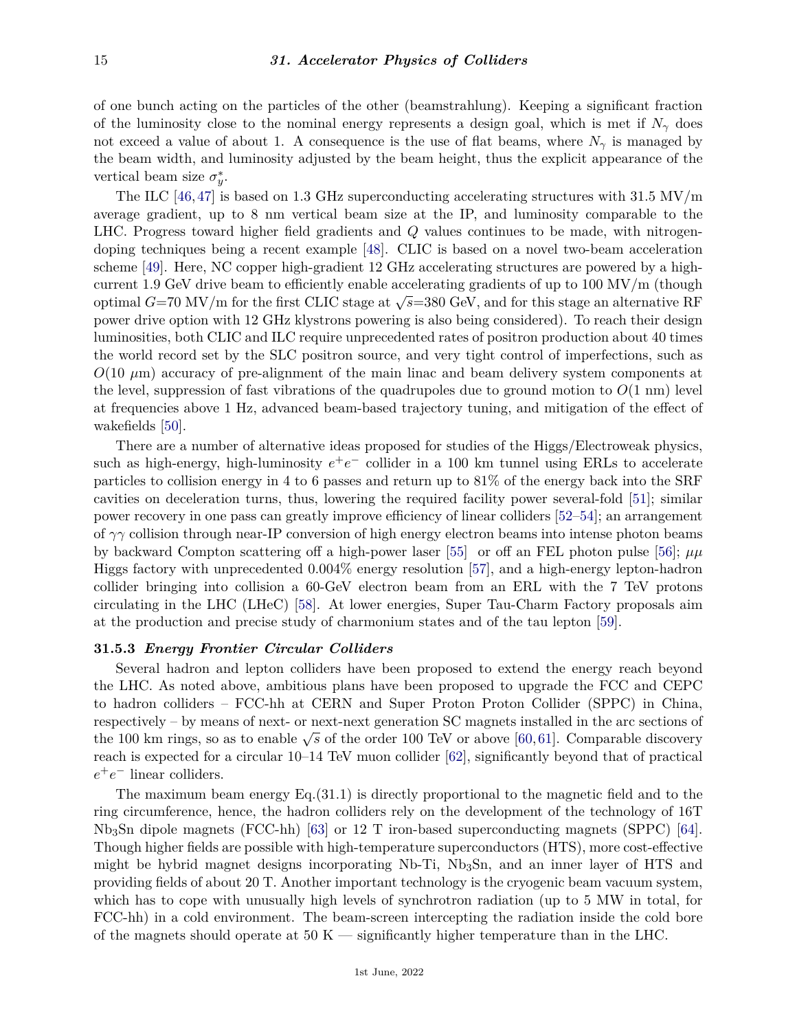of one bunch acting on the particles of the other (beamstrahlung). Keeping a significant fraction of the luminosity close to the nominal energy represents a design goal, which is met if $N_\gamma$ does not exceed a value of about 1. A consequence is the use of flat beams, where $N_\gamma$ is managed by the beam width, and luminosity adjusted by the beam height, thus the explicit appearance of the vertical beam size $\sigma_y^*$.

The ILC [46,47] is based on 1.3 GHz superconducting accelerating structures with 31.5 MV/m average gradient, up to 8 nm vertical beam size at the IP, and luminosity comparable to the LHC. Progress toward higher field gradients and $Q$ values continues to be made, with nitrogen-doping techniques being a recent example [48]. CLIC is based on a novel two-beam acceleration scheme [49]. Here, NC copper high-gradient 12 GHz accelerating structures are powered by a high-current 1.9 GeV drive beam to efficiently enable accelerating gradients of up to 100 MV/m (though optimal $G$=70 MV/m for the first CLIC stage at $\sqrt{s}$=380 GeV, and for this stage an alternative RF power drive option with 12 GHz klystrons powering is also being considered). To reach their design luminosities, both CLIC and ILC require unprecedented rates of positron production about 40 times the world record set by the SLC positron source, and very tight control of imperfections, such as $O(10\ \mu\text{m})$ accuracy of pre-alignment of the main linac and beam delivery system components at the level, suppression of fast vibrations of the quadrupoles due to ground motion to $O(1\ \text{nm})$ level at frequencies above 1 Hz, advanced beam-based trajectory tuning, and mitigation of the effect of wakefields [50].

There are a number of alternative ideas proposed for studies of the Higgs/Electroweak physics, such as high-energy, high-luminosity $e^+e^-$ collider in a 100 km tunnel using ERLs to accelerate particles to collision energy in 4 to 6 passes and return up to 81% of the energy back into the SRF cavities on deceleration turns, thus, lowering the required facility power several-fold [51]; similar power recovery in one pass can greatly improve efficiency of linear colliders [52–54]; an arrangement of $\gamma\gamma$ collision through near-IP conversion of high energy electron beams into intense photon beams by backward Compton scattering off a high-power laser [55] or off an FEL photon pulse [56]; $\mu\mu$ Higgs factory with unprecedented 0.004% energy resolution [57], and a high-energy lepton-hadron collider bringing into collision a 60-GeV electron beam from an ERL with the 7 TeV protons circulating in the LHC (LHeC) [58]. At lower energies, Super Tau-Charm Factory proposals aim at the production and precise study of charmonium states and of the tau lepton [59].

### 31.5.3 *Energy Frontier Circular Colliders*

Several hadron and lepton colliders have been proposed to extend the energy reach beyond the LHC. As noted above, ambitious plans have been proposed to upgrade the FCC and CEPC to hadron colliders – FCC-hh at CERN and Super Proton Proton Collider (SPPC) in China, respectively – by means of next- or next-next generation SC magnets installed in the arc sections of the 100 km rings, so as to enable $\sqrt{s}$ of the order 100 TeV or above [60,61]. Comparable discovery reach is expected for a circular 10–14 TeV muon collider [62], significantly beyond that of practical $e^+e^-$ linear colliders.

The maximum beam energy Eq.(31.1) is directly proportional to the magnetic field and to the ring circumference, hence, the hadron colliders rely on the development of the technology of 16T $Nb_3Sn$ dipole magnets (FCC-hh) [63] or 12 T iron-based superconducting magnets (SPPC) [64]. Though higher fields are possible with high-temperature superconductors (HTS), more cost-effective might be hybrid magnet designs incorporating Nb-Ti, $Nb_3Sn$, and an inner layer of HTS and providing fields of about 20 T. Another important technology is the cryogenic beam vacuum system, which has to cope with unusually high levels of synchrotron radiation (up to 5 MW in total, for FCC-hh) in a cold environment. The beam-screen intercepting the radiation inside the cold bore of the magnets should operate at 50 K — significantly higher temperature than in the LHC.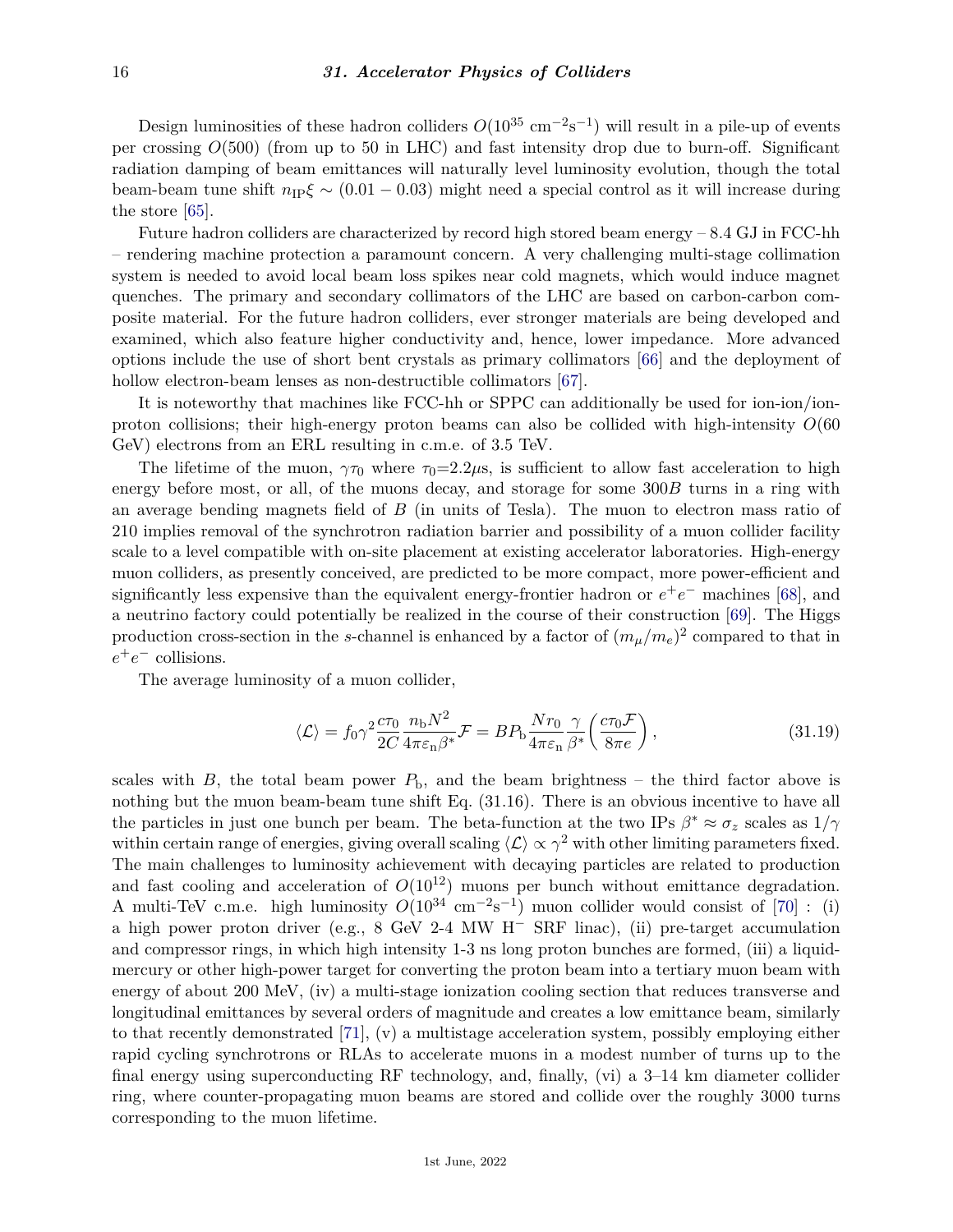Design luminosities of these hadron colliders $O(10^{35}\ \mathrm{cm^{-2}s^{-1}})$ will result in a pile-up of events per crossing $O(500)$ (from up to 50 in LHC) and fast intensity drop due to burn-off. Significant radiation damping of beam emittances will naturally level luminosity evolution, though the total beam-beam tune shift $n_{\mathrm{IP}}\xi \sim (0.01 - 0.03)$ might need a special control as it will increase during the store [65].

Future hadron colliders are characterized by record high stored beam energy – 8.4 GJ in FCC-hh – rendering machine protection a paramount concern. A very challenging multi-stage collimation system is needed to avoid local beam loss spikes near cold magnets, which would induce magnet quenches. The primary and secondary collimators of the LHC are based on carbon-carbon composite material. For the future hadron colliders, ever stronger materials are being developed and examined, which also feature higher conductivity and, hence, lower impedance. More advanced options include the use of short bent crystals as primary collimators [66] and the deployment of hollow electron-beam lenses as non-destructible collimators [67].

It is noteworthy that machines like FCC-hh or SPPC can additionally be used for ion-ion/ion-proton collisions; their high-energy proton beams can also be collided with high-intensity $O(60$ GeV) electrons from an ERL resulting in c.m.e. of 3.5 TeV.

The lifetime of the muon, $\gamma\tau_0$ where $\tau_0$=2.2$\mu$s, is sufficient to allow fast acceleration to high energy before most, or all, of the muons decay, and storage for some $300B$ turns in a ring with an average bending magnets field of $B$ (in units of Tesla). The muon to electron mass ratio of 210 implies removal of the synchrotron radiation barrier and possibility of a muon collider facility scale to a level compatible with on-site placement at existing accelerator laboratories. High-energy muon colliders, as presently conceived, are predicted to be more compact, more power-efficient and significantly less expensive than the equivalent energy-frontier hadron or $e^+e^-$ machines [68], and a neutrino factory could potentially be realized in the course of their construction [69]. The Higgs production cross-section in the $s$-channel is enhanced by a factor of $(m_\mu/m_e)^2$ compared to that in $e^+e^-$ collisions.

The average luminosity of a muon collider,

$$\langle \mathcal{L} \rangle = f_0 \gamma^2 \frac{c\tau_0}{2C} \frac{n_{\mathrm{b}} N^2}{4\pi\varepsilon_{\mathrm{n}}\beta^*}\mathcal{F} = BP_{\mathrm{b}} \frac{Nr_0}{4\pi\varepsilon_{\mathrm{n}}} \frac{\gamma}{\beta^*} \left( \frac{c\tau_0 \mathcal{F}}{8\pi e} \right), \tag{31.19}$$

scales with $B$, the total beam power $P_{\mathrm{b}}$, and the beam brightness – the third factor above is nothing but the muon beam-beam tune shift Eq. (31.16). There is an obvious incentive to have all the particles in just one bunch per beam. The beta-function at the two IPs $\beta^* \approx \sigma_z$ scales as $1/\gamma$ within certain range of energies, giving overall scaling $\langle \mathcal{L} \rangle \propto \gamma^2$ with other limiting parameters fixed. The main challenges to luminosity achievement with decaying particles are related to production and fast cooling and acceleration of $O(10^{12})$ muons per bunch without emittance degradation. A multi-TeV c.m.e. high luminosity $O(10^{34}\ \mathrm{cm^{-2}s^{-1}})$ muon collider would consist of [70] : (i) a high power proton driver (e.g., 8 GeV 2-4 MW H$^-$ SRF linac), (ii) pre-target accumulation and compressor rings, in which high intensity 1-3 ns long proton bunches are formed, (iii) a liquid-mercury or other high-power target for converting the proton beam into a tertiary muon beam with energy of about 200 MeV, (iv) a multi-stage ionization cooling section that reduces transverse and longitudinal emittances by several orders of magnitude and creates a low emittance beam, similarly to that recently demonstrated [71], (v) a multistage acceleration system, possibly employing either rapid cycling synchrotrons or RLAs to accelerate muons in a modest number of turns up to the final energy using superconducting RF technology, and, finally, (vi) a 3–14 km diameter collider ring, where counter-propagating muon beams are stored and collide over the roughly 3000 turns corresponding to the muon lifetime.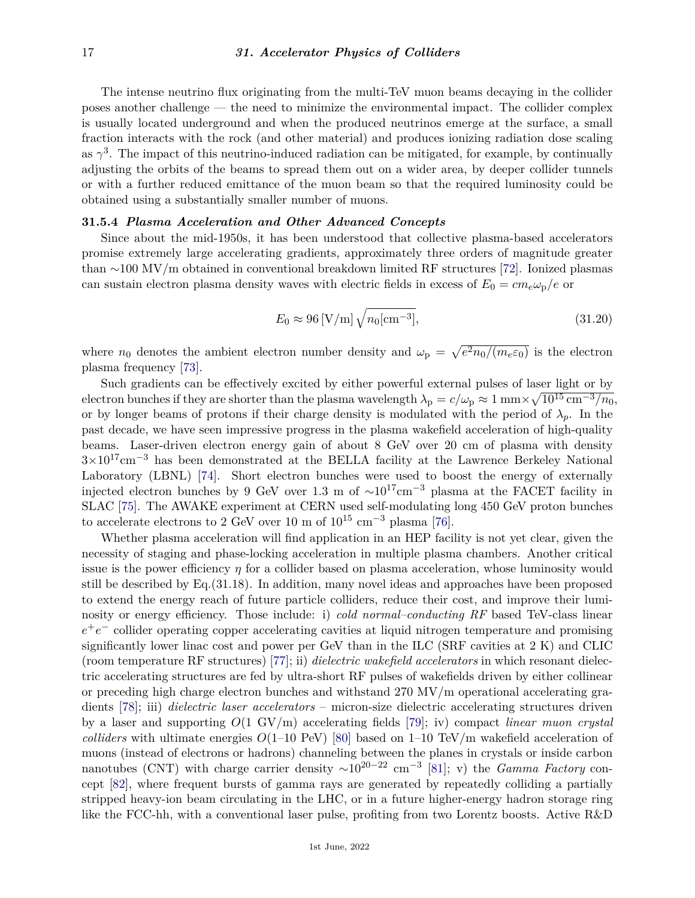The intense neutrino flux originating from the multi-TeV muon beams decaying in the collider poses another challenge — the need to minimize the environmental impact. The collider complex is usually located underground and when the produced neutrinos emerge at the surface, a small fraction interacts with the rock (and other material) and produces ionizing radiation dose scaling as $\gamma^3$. The impact of this neutrino-induced radiation can be mitigated, for example, by continually adjusting the orbits of the beams to spread them out on a wider area, by deeper collider tunnels or with a further reduced emittance of the muon beam so that the required luminosity could be obtained using a substantially smaller number of muons.

### 31.5.4 *Plasma Acceleration and Other Advanced Concepts*

Since about the mid-1950s, it has been understood that collective plasma-based accelerators promise extremely large accelerating gradients, approximately three orders of magnitude greater than ∼100 MV/m obtained in conventional breakdown limited RF structures [72]. Ionized plasmas can sustain electron plasma density waves with electric fields in excess of $E_0 = cm_e\omega_{\rm p}/e$ or

$$E_0 \approx 96\,[\mathrm{V/m}]\,\sqrt{n_0[\mathrm{cm}^{-3}]}, \tag{31.20}$$

where $n_0$ denotes the ambient electron number density and $\omega_{\rm p} = \sqrt{e^2 n_0/(m_e \varepsilon_0)}$ is the electron plasma frequency [73].

Such gradients can be effectively excited by either powerful external pulses of laser light or by electron bunches if they are shorter than the plasma wavelength $\lambda_{\rm p} = c/\omega_{\rm p} \approx 1\,\mathrm{mm}\times\sqrt{10^{15}\,\mathrm{cm}^{-3}/n_0}$, or by longer beams of protons if their charge density is modulated with the period of $\lambda_p$. In the past decade, we have seen impressive progress in the plasma wakefield acceleration of high-quality beams. Laser-driven electron energy gain of about 8 GeV over 20 cm of plasma with density $3\times10^{17}\mathrm{cm}^{-3}$ has been demonstrated at the BELLA facility at the Lawrence Berkeley National Laboratory (LBNL) [74]. Short electron bunches were used to boost the energy of externally injected electron bunches by 9 GeV over 1.3 m of $\sim10^{17}\mathrm{cm}^{-3}$ plasma at the FACET facility in SLAC [75]. The AWAKE experiment at CERN used self-modulating long 450 GeV proton bunches to accelerate electrons to 2 GeV over 10 m of $10^{15}$ cm$^{-3}$ plasma [76].

Whether plasma acceleration will find application in an HEP facility is not yet clear, given the necessity of staging and phase-locking acceleration in multiple plasma chambers. Another critical issue is the power efficiency $\eta$ for a collider based on plasma acceleration, whose luminosity would still be described by Eq.(31.18). In addition, many novel ideas and approaches have been proposed to extend the energy reach of future particle colliders, reduce their cost, and improve their luminosity or energy efficiency. Those include: i) *cold normal–conducting RF* based TeV-class linear $e^+e^-$ collider operating copper accelerating cavities at liquid nitrogen temperature and promising significantly lower linac cost and power per GeV than in the ILC (SRF cavities at 2 K) and CLIC (room temperature RF structures) [77]; ii) *dielectric wakefield accelerators* in which resonant dielectric accelerating structures are fed by ultra-short RF pulses of wakefields driven by either collinear or preceding high charge electron bunches and withstand 270 MV/m operational accelerating gradients [78]; iii) *dielectric laser accelerators* – micron-size dielectric accelerating structures driven by a laser and supporting $O$(1 GV/m) accelerating fields [79]; iv) compact *linear muon crystal colliders* with ultimate energies $O$(1–10 PeV) [80] based on 1–10 TeV/m wakefield acceleration of muons (instead of electrons or hadrons) channeling between the planes in crystals or inside carbon nanotubes (CNT) with charge carrier density $\sim10^{20-22}$ cm$^{-3}$ [81]; v) the *Gamma Factory* concept [82], where frequent bursts of gamma rays are generated by repeatedly colliding a partially stripped heavy-ion beam circulating in the LHC, or in a future higher-energy hadron storage ring like the FCC-hh, with a conventional laser pulse, profiting from two Lorentz boosts. Active R&D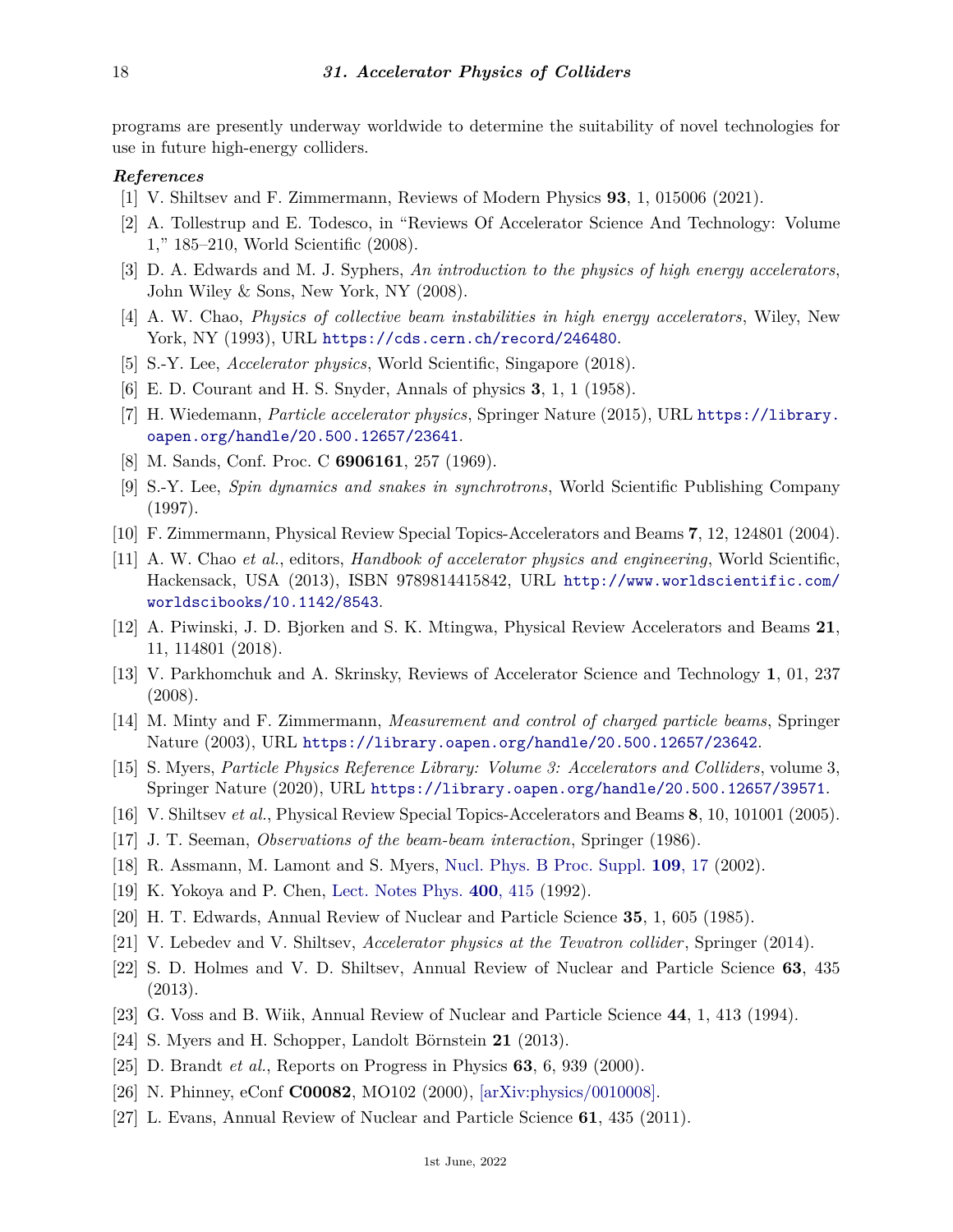programs are presently underway worldwide to determine the suitability of novel technologies for use in future high-energy colliders.

***References***

[1] V. Shiltsev and F. Zimmermann, Reviews of Modern Physics **93**, 1, 015006 (2021).

[2] A. Tollestrup and E. Todesco, in "Reviews Of Accelerator Science And Technology: Volume 1," 185–210, World Scientific (2008).

[3] D. A. Edwards and M. J. Syphers, *An introduction to the physics of high energy accelerators*, John Wiley & Sons, New York, NY (2008).

[4] A. W. Chao, *Physics of collective beam instabilities in high energy accelerators*, Wiley, New York, NY (1993), URL https://cds.cern.ch/record/246480.

[5] S.-Y. Lee, *Accelerator physics*, World Scientific, Singapore (2018).

[6] E. D. Courant and H. S. Snyder, Annals of physics **3**, 1, 1 (1958).

[7] H. Wiedemann, *Particle accelerator physics*, Springer Nature (2015), URL https://library.oapen.org/handle/20.500.12657/23641.

[8] M. Sands, Conf. Proc. C **6906161**, 257 (1969).

[9] S.-Y. Lee, *Spin dynamics and snakes in synchrotrons*, World Scientific Publishing Company (1997).

[10] F. Zimmermann, Physical Review Special Topics-Accelerators and Beams **7**, 12, 124801 (2004).

[11] A. W. Chao *et al.*, editors, *Handbook of accelerator physics and engineering*, World Scientific, Hackensack, USA (2013), ISBN 9789814415842, URL http://www.worldscientific.com/worldscibooks/10.1142/8543.

[12] A. Piwinski, J. D. Bjorken and S. K. Mtingwa, Physical Review Accelerators and Beams **21**, 11, 114801 (2018).

[13] V. Parkhomchuk and A. Skrinsky, Reviews of Accelerator Science and Technology **1**, 01, 237 (2008).

[14] M. Minty and F. Zimmermann, *Measurement and control of charged particle beams*, Springer Nature (2003), URL https://library.oapen.org/handle/20.500.12657/23642.

[15] S. Myers, *Particle Physics Reference Library: Volume 3: Accelerators and Colliders*, volume 3, Springer Nature (2020), URL https://library.oapen.org/handle/20.500.12657/39571.

[16] V. Shiltsev *et al.*, Physical Review Special Topics-Accelerators and Beams **8**, 10, 101001 (2005).

[17] J. T. Seeman, *Observations of the beam-beam interaction*, Springer (1986).

[18] R. Assmann, M. Lamont and S. Myers, Nucl. Phys. B Proc. Suppl. **109**, 17 (2002).

[19] K. Yokoya and P. Chen, Lect. Notes Phys. **400**, 415 (1992).

[20] H. T. Edwards, Annual Review of Nuclear and Particle Science **35**, 1, 605 (1985).

[21] V. Lebedev and V. Shiltsev, *Accelerator physics at the Tevatron collider*, Springer (2014).

[22] S. D. Holmes and V. D. Shiltsev, Annual Review of Nuclear and Particle Science **63**, 435 (2013).

[23] G. Voss and B. Wiik, Annual Review of Nuclear and Particle Science **44**, 1, 413 (1994).

[24] S. Myers and H. Schopper, Landolt Börnstein **21** (2013).

[25] D. Brandt *et al.*, Reports on Progress in Physics **63**, 6, 939 (2000).

[26] N. Phinney, eConf **C00082**, MO102 (2000), [arXiv:physics/0010008].

[27] L. Evans, Annual Review of Nuclear and Particle Science **61**, 435 (2011).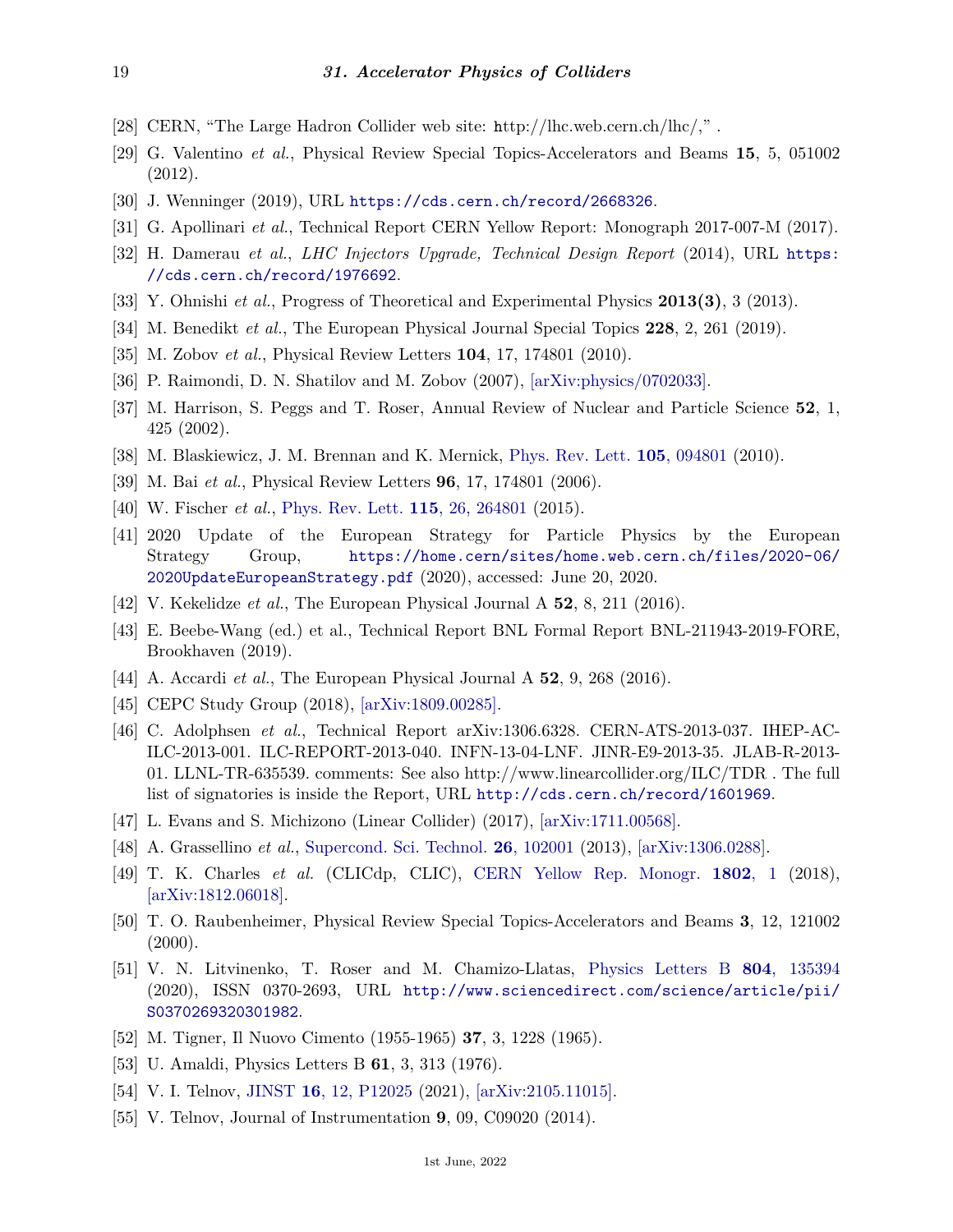[28] CERN, "The Large Hadron Collider web site: http://lhc.web.cern.ch/lhc/," .

[29] G. Valentino *et al.*, Physical Review Special Topics-Accelerators and Beams **15**, 5, 051002 (2012).

[30] J. Wenninger (2019), URL https://cds.cern.ch/record/2668326.

[31] G. Apollinari *et al.*, Technical Report CERN Yellow Report: Monograph 2017-007-M (2017).

[32] H. Damerau *et al.*, *LHC Injectors Upgrade, Technical Design Report* (2014), URL https://cds.cern.ch/record/1976692.

[33] Y. Ohnishi *et al.*, Progress of Theoretical and Experimental Physics **2013(3)**, 3 (2013).

[34] M. Benedikt *et al.*, The European Physical Journal Special Topics **228**, 2, 261 (2019).

[35] M. Zobov *et al.*, Physical Review Letters **104**, 17, 174801 (2010).

[36] P. Raimondi, D. N. Shatilov and M. Zobov (2007), [arXiv:physics/0702033].

[37] M. Harrison, S. Peggs and T. Roser, Annual Review of Nuclear and Particle Science **52**, 1, 425 (2002).

[38] M. Blaskiewicz, J. M. Brennan and K. Mernick, Phys. Rev. Lett. **105**, 094801 (2010).

[39] M. Bai *et al.*, Physical Review Letters **96**, 17, 174801 (2006).

[40] W. Fischer *et al.*, Phys. Rev. Lett. **115**, 26, 264801 (2015).

[41] 2020 Update of the European Strategy for Particle Physics by the European Strategy Group, https://home.cern/sites/home.web.cern.ch/files/2020-06/2020UpdateEuropeanStrategy.pdf (2020), accessed: June 20, 2020.

[42] V. Kekelidze *et al.*, The European Physical Journal A **52**, 8, 211 (2016).

[43] E. Beebe-Wang (ed.) et al., Technical Report BNL Formal Report BNL-211943-2019-FORE, Brookhaven (2019).

[44] A. Accardi *et al.*, The European Physical Journal A **52**, 9, 268 (2016).

[45] CEPC Study Group (2018), [arXiv:1809.00285].

[46] C. Adolphsen *et al.*, Technical Report arXiv:1306.6328. CERN-ATS-2013-037. IHEP-AC-ILC-2013-001. ILC-REPORT-2013-040. INFN-13-04-LNF. JINR-E9-2013-35. JLAB-R-2013-01. LLNL-TR-635539. comments: See also http://www.linearcollider.org/ILC/TDR . The full list of signatories is inside the Report, URL http://cds.cern.ch/record/1601969.

[47] L. Evans and S. Michizono (Linear Collider) (2017), [arXiv:1711.00568].

[48] A. Grassellino *et al.*, Supercond. Sci. Technol. **26**, 102001 (2013), [arXiv:1306.0288].

[49] T. K. Charles *et al.* (CLICdp, CLIC), CERN Yellow Rep. Monogr. **1802**, 1 (2018), [arXiv:1812.06018].

[50] T. O. Raubenheimer, Physical Review Special Topics-Accelerators and Beams **3**, 12, 121002 (2000).

[51] V. N. Litvinenko, T. Roser and M. Chamizo-Llatas, Physics Letters B **804**, 135394 (2020), ISSN 0370-2693, URL http://www.sciencedirect.com/science/article/pii/S0370269320301982.

[52] M. Tigner, Il Nuovo Cimento (1955-1965) **37**, 3, 1228 (1965).

[53] U. Amaldi, Physics Letters B **61**, 3, 313 (1976).

[54] V. I. Telnov, JINST **16**, 12, P12025 (2021), [arXiv:2105.11015].

[55] V. Telnov, Journal of Instrumentation **9**, 09, C09020 (2014).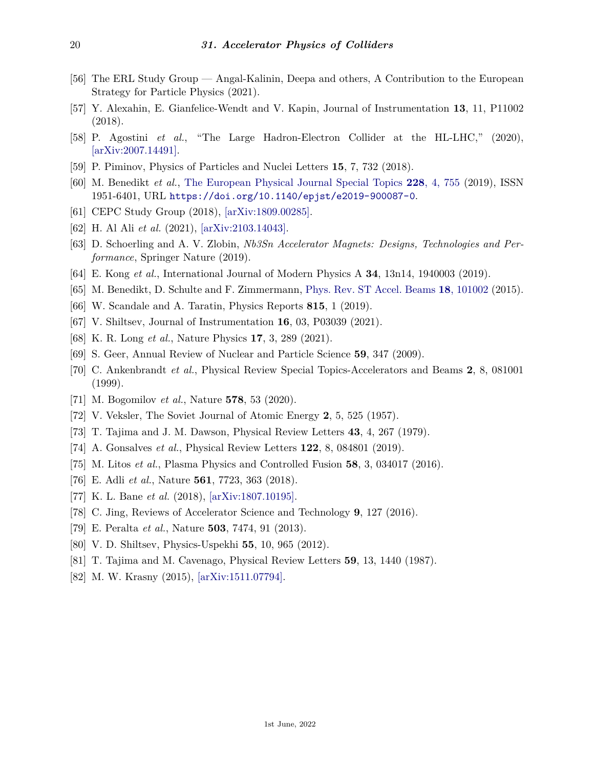[56] The ERL Study Group — Angal-Kalinin, Deepa and others, A Contribution to the European Strategy for Particle Physics (2021).

[57] Y. Alexahin, E. Gianfelice-Wendt and V. Kapin, Journal of Instrumentation **13**, 11, P11002 (2018).

[58] P. Agostini *et al.*, "The Large Hadron-Electron Collider at the HL-LHC," (2020), [arXiv:2007.14491].

[59] P. Piminov, Physics of Particles and Nuclei Letters **15**, 7, 732 (2018).

[60] M. Benedikt *et al.*, The European Physical Journal Special Topics **228**, 4, 755 (2019), ISSN 1951-6401, URL `https://doi.org/10.1140/epjst/e2019-900087-0`.

[61] CEPC Study Group (2018), [arXiv:1809.00285].

[62] H. Al Ali *et al.* (2021), [arXiv:2103.14043].

[63] D. Schoerling and A. V. Zlobin, *Nb3Sn Accelerator Magnets: Designs, Technologies and Performance*, Springer Nature (2019).

[64] E. Kong *et al.*, International Journal of Modern Physics A **34**, 13n14, 1940003 (2019).

[65] M. Benedikt, D. Schulte and F. Zimmermann, Phys. Rev. ST Accel. Beams **18**, 101002 (2015).

[66] W. Scandale and A. Taratin, Physics Reports **815**, 1 (2019).

[67] V. Shiltsev, Journal of Instrumentation **16**, 03, P03039 (2021).

[68] K. R. Long *et al.*, Nature Physics **17**, 3, 289 (2021).

[69] S. Geer, Annual Review of Nuclear and Particle Science **59**, 347 (2009).

[70] C. Ankenbrandt *et al.*, Physical Review Special Topics-Accelerators and Beams **2**, 8, 081001 (1999).

[71] M. Bogomilov *et al.*, Nature **578**, 53 (2020).

[72] V. Veksler, The Soviet Journal of Atomic Energy **2**, 5, 525 (1957).

[73] T. Tajima and J. M. Dawson, Physical Review Letters **43**, 4, 267 (1979).

[74] A. Gonsalves *et al.*, Physical Review Letters **122**, 8, 084801 (2019).

[75] M. Litos *et al.*, Plasma Physics and Controlled Fusion **58**, 3, 034017 (2016).

[76] E. Adli *et al.*, Nature **561**, 7723, 363 (2018).

[77] K. L. Bane *et al.* (2018), [arXiv:1807.10195].

[78] C. Jing, Reviews of Accelerator Science and Technology **9**, 127 (2016).

[79] E. Peralta *et al.*, Nature **503**, 7474, 91 (2013).

[80] V. D. Shiltsev, Physics-Uspekhi **55**, 10, 965 (2012).

[81] T. Tajima and M. Cavenago, Physical Review Letters **59**, 13, 1440 (1987).

[82] M. W. Krasny (2015), [arXiv:1511.07794].